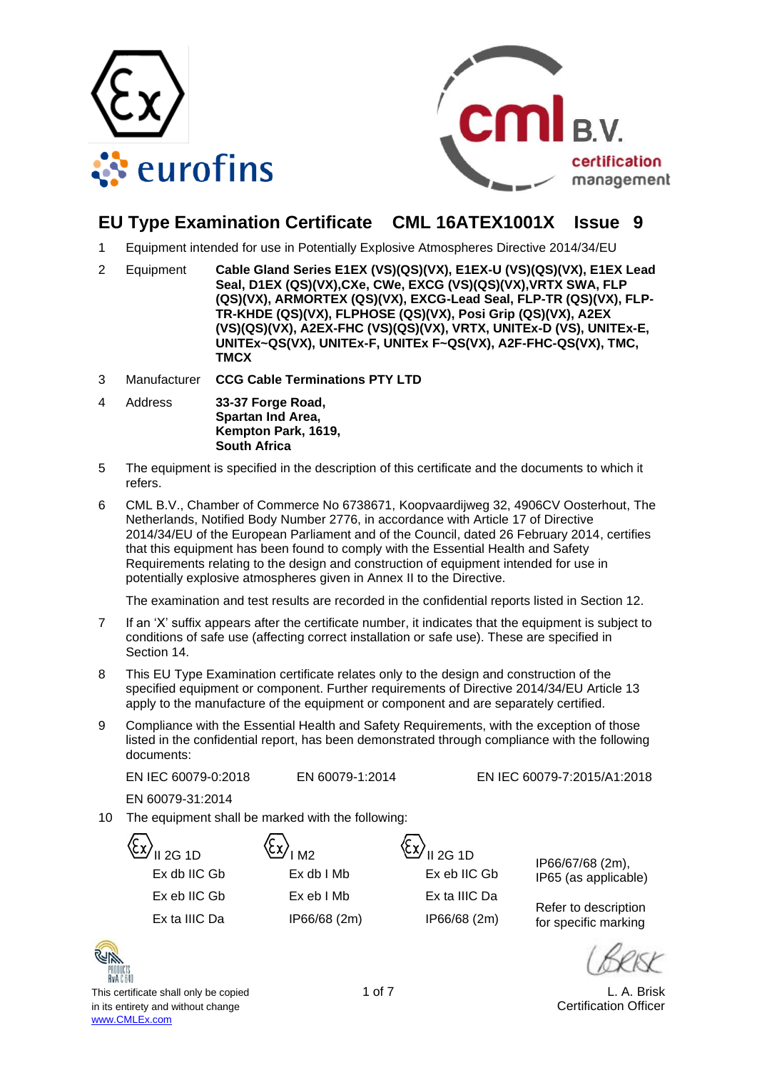# EU Type Examination Certificate CML 16ATEX1001X Issue 9

1 Equipment intended for use in Potentially Explosive Atmospheres Directive 2014/34/EU

2 Equipment **Cable Gland Series E1EX (VS)(QS)(VX), E1EX-U (VS)(QS)(VX), E1EX Lead Seal, D1EX (QS)(VX),CXe, CWe, EXCG (VS)(QS)(VX),VRTX SWA, FLP (QS)(VX), ARMORTEX (QS)(VX), EXCG-Lead Seal, FLP-TR (QS)(VX), FLP-TR-KHDE (QS)(VX), FLPHOSE (QS)(VX), Posi Grip (QS)(VX), A2EX (VS)(QS)(VX), A2EX-FHC (VS)(QS)(VX), VRTX, UNITEx-D (VS), UNITEx-E, UNITEx~QS(VX), UNITEx-F, UNITEx F~QS(VX), A2F-FHC-QS(VX), TMC, TMCX**

3 Manufacturer **CCG Cable Terminations PTY LTD**

4 Address **33-37 Forge Road,**
**Spartan Ind Area,**
**Kempton Park, 1619,**
**South Africa**

5 The equipment is specified in the description of this certificate and the documents to which it refers.

6 CML B.V., Chamber of Commerce No 6738671, Koopvaardijweg 32, 4906CV Oosterhout, The Netherlands, Notified Body Number 2776, in accordance with Article 17 of Directive 2014/34/EU of the European Parliament and of the Council, dated 26 February 2014, certifies that this equipment has been found to comply with the Essential Health and Safety Requirements relating to the design and construction of equipment intended for use in potentially explosive atmospheres given in Annex II to the Directive.

The examination and test results are recorded in the confidential reports listed in Section 12.

7 If an 'X' suffix appears after the certificate number, it indicates that the equipment is subject to conditions of safe use (affecting correct installation or safe use). These are specified in Section 14.

8 This EU Type Examination certificate relates only to the design and construction of the specified equipment or component. Further requirements of Directive 2014/34/EU Article 13 apply to the manufacture of the equipment or component and are separately certified.

9 Compliance with the Essential Health and Safety Requirements, with the exception of those listed in the confidential report, has been demonstrated through compliance with the following documents:

EN IEC 60079-0:2018 EN 60079-1:2014 EN IEC 60079-7:2015/A1:2018

EN 60079-31:2014

10 The equipment shall be marked with the following:

| | | | |
|---|---|---|---|
| Ex II 2G 1D | Ex I M2 | Ex II 2G 1D | IP66/67/68 (2m), IP65 (as applicable) |
| Ex db IIC Gb | Ex db I Mb | Ex eb IIC Gb | |
| Ex eb IIC Gb | Ex eb I Mb | Ex ta IIIC Da | Refer to description for specific marking |
| Ex ta IIIC Da | IP66/68 (2m) | IP66/68 (2m) | |

This certificate shall only be copied in its entirety and without change
www.CMLEx.com

L. A. Brisk
Certification Officer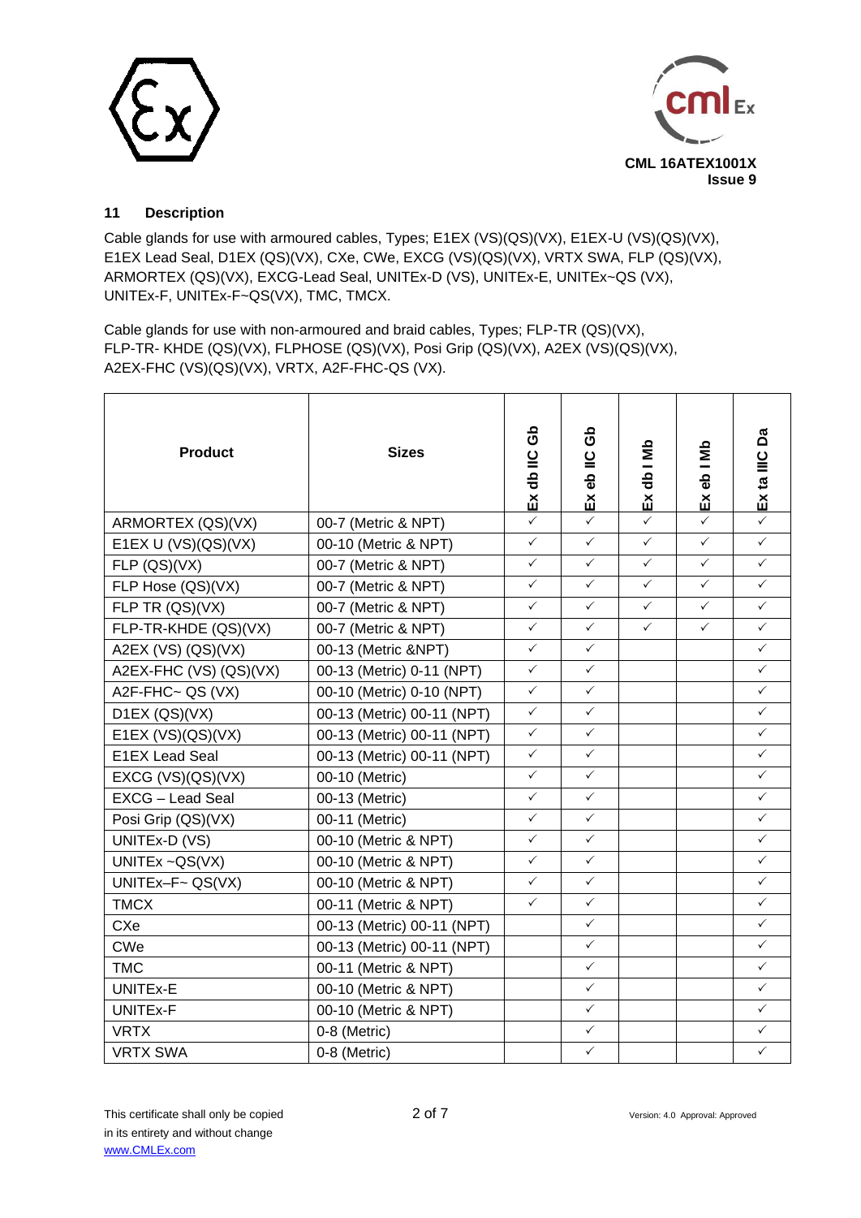## 11 Description

Cable glands for use with armoured cables, Types; E1EX (VS)(QS)(VX), E1EX-U (VS)(QS)(VX), E1EX Lead Seal, D1EX (QS)(VX), CXe, CWe, EXCG (VS)(QS)(VX), VRTX SWA, FLP (QS)(VX), ARMORTEX (QS)(VX), EXCG-Lead Seal, UNITEx-D (VS), UNITEx-E, UNITEx~QS (VX), UNITEx-F, UNITEx-F~QS(VX), TMC, TMCX.

Cable glands for use with non-armoured and braid cables, Types; FLP-TR (QS)(VX), FLP-TR- KHDE (QS)(VX), FLPHOSE (QS)(VX), Posi Grip (QS)(VX), A2EX (VS)(QS)(VX), A2EX-FHC (VS)(QS)(VX), VRTX, A2F-FHC-QS (VX).

| Product | Sizes | Ex db IIC Gb | Ex eb IIC Gb | Ex db I Mb | Ex eb I Mb | Ex ta IIIC Da |
|---|---|---|---|---|---|---|
| ARMORTEX (QS)(VX) | 00-7 (Metric & NPT) | ✓ | ✓ | ✓ | ✓ | ✓ |
| E1EX U (VS)(QS)(VX) | 00-10 (Metric & NPT) | ✓ | ✓ | ✓ | ✓ | ✓ |
| FLP (QS)(VX) | 00-7 (Metric & NPT) | ✓ | ✓ | ✓ | ✓ | ✓ |
| FLP Hose (QS)(VX) | 00-7 (Metric & NPT) | ✓ | ✓ | ✓ | ✓ | ✓ |
| FLP TR (QS)(VX) | 00-7 (Metric & NPT) | ✓ | ✓ | ✓ | ✓ | ✓ |
| FLP-TR-KHDE (QS)(VX) | 00-7 (Metric & NPT) | ✓ | ✓ | ✓ | ✓ | ✓ |
| A2EX (VS) (QS)(VX) | 00-13 (Metric &NPT) | ✓ | ✓ | | | ✓ |
| A2EX-FHC (VS) (QS)(VX) | 00-13 (Metric) 0-11 (NPT) | ✓ | ✓ | | | ✓ |
| A2F-FHC~ QS (VX) | 00-10 (Metric) 0-10 (NPT) | ✓ | ✓ | | | ✓ |
| D1EX (QS)(VX) | 00-13 (Metric) 00-11 (NPT) | ✓ | ✓ | | | ✓ |
| E1EX (VS)(QS)(VX) | 00-13 (Metric) 00-11 (NPT) | ✓ | ✓ | | | ✓ |
| E1EX Lead Seal | 00-13 (Metric) 00-11 (NPT) | ✓ | ✓ | | | ✓ |
| EXCG (VS)(QS)(VX) | 00-10 (Metric) | ✓ | ✓ | | | ✓ |
| EXCG – Lead Seal | 00-13 (Metric) | ✓ | ✓ | | | ✓ |
| Posi Grip (QS)(VX) | 00-11 (Metric) | ✓ | ✓ | | | ✓ |
| UNITEx-D (VS) | 00-10 (Metric & NPT) | ✓ | ✓ | | | ✓ |
| UNITEx ~QS(VX) | 00-10 (Metric & NPT) | ✓ | ✓ | | | ✓ |
| UNITEx–F~ QS(VX) | 00-10 (Metric & NPT) | ✓ | ✓ | | | ✓ |
| TMCX | 00-11 (Metric & NPT) | ✓ | ✓ | | | ✓ |
| CXe | 00-13 (Metric) 00-11 (NPT) | | ✓ | | | ✓ |
| CWe | 00-13 (Metric) 00-11 (NPT) | | ✓ | | | ✓ |
| TMC | 00-11 (Metric & NPT) | | ✓ | | | ✓ |
| UNITEx-E | 00-10 (Metric & NPT) | | ✓ | | | ✓ |
| UNITEx-F | 00-10 (Metric & NPT) | | ✓ | | | ✓ |
| VRTX | 0-8 (Metric) | | ✓ | | | ✓ |
| VRTX SWA | 0-8 (Metric) | | ✓ | | | ✓ |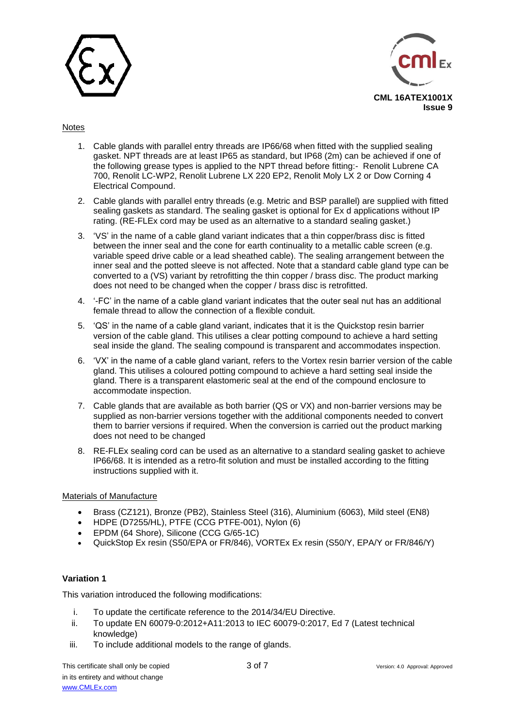Notes

1. Cable glands with parallel entry threads are IP66/68 when fitted with the supplied sealing gasket. NPT threads are at least IP65 as standard, but IP68 (2m) can be achieved if one of the following grease types is applied to the NPT thread before fitting:- Renolit Lubrene CA 700, Renolit LC-WP2, Renolit Lubrene LX 220 EP2, Renolit Moly LX 2 or Dow Corning 4 Electrical Compound.
2. Cable glands with parallel entry threads (e.g. Metric and BSP parallel) are supplied with fitted sealing gaskets as standard. The sealing gasket is optional for Ex d applications without IP rating. (RE-FLEx cord may be used as an alternative to a standard sealing gasket.)
3. 'VS' in the name of a cable gland variant indicates that a thin copper/brass disc is fitted between the inner seal and the cone for earth continuality to a metallic cable screen (e.g. variable speed drive cable or a lead sheathed cable). The sealing arrangement between the inner seal and the potted sleeve is not affected. Note that a standard cable gland type can be converted to a (VS) variant by retrofitting the thin copper / brass disc. The product marking does not need to be changed when the copper / brass disc is retrofitted.
4. '-FC' in the name of a cable gland variant indicates that the outer seal nut has an additional female thread to allow the connection of a flexible conduit.
5. 'QS' in the name of a cable gland variant, indicates that it is the Quickstop resin barrier version of the cable gland. This utilises a clear potting compound to achieve a hard setting seal inside the gland. The sealing compound is transparent and accommodates inspection.
6. 'VX' in the name of a cable gland variant, refers to the Vortex resin barrier version of the cable gland. This utilises a coloured potting compound to achieve a hard setting seal inside the gland. There is a transparent elastomeric seal at the end of the compound enclosure to accommodate inspection.
7. Cable glands that are available as both barrier (QS or VX) and non-barrier versions may be supplied as non-barrier versions together with the additional components needed to convert them to barrier versions if required. When the conversion is carried out the product marking does not need to be changed
8. RE-FLEx sealing cord can be used as an alternative to a standard sealing gasket to achieve IP66/68. It is intended as a retro-fit solution and must be installed according to the fitting instructions supplied with it.

Materials of Manufacture

- Brass (CZ121), Bronze (PB2), Stainless Steel (316), Aluminium (6063), Mild steel (EN8)
- HDPE (D7255/HL), PTFE (CCG PTFE-001), Nylon (6)
- EPDM (64 Shore), Silicone (CCG G/65-1C)
- QuickStop Ex resin (S50/EPA or FR/846), VORTEx Ex resin (S50/Y, EPA/Y or FR/846/Y)

**Variation 1**

This variation introduced the following modifications:

i. To update the certificate reference to the 2014/34/EU Directive.
ii. To update EN 60079-0:2012+A11:2013 to IEC 60079-0:2017, Ed 7 (Latest technical knowledge)
iii. To include additional models to the range of glands.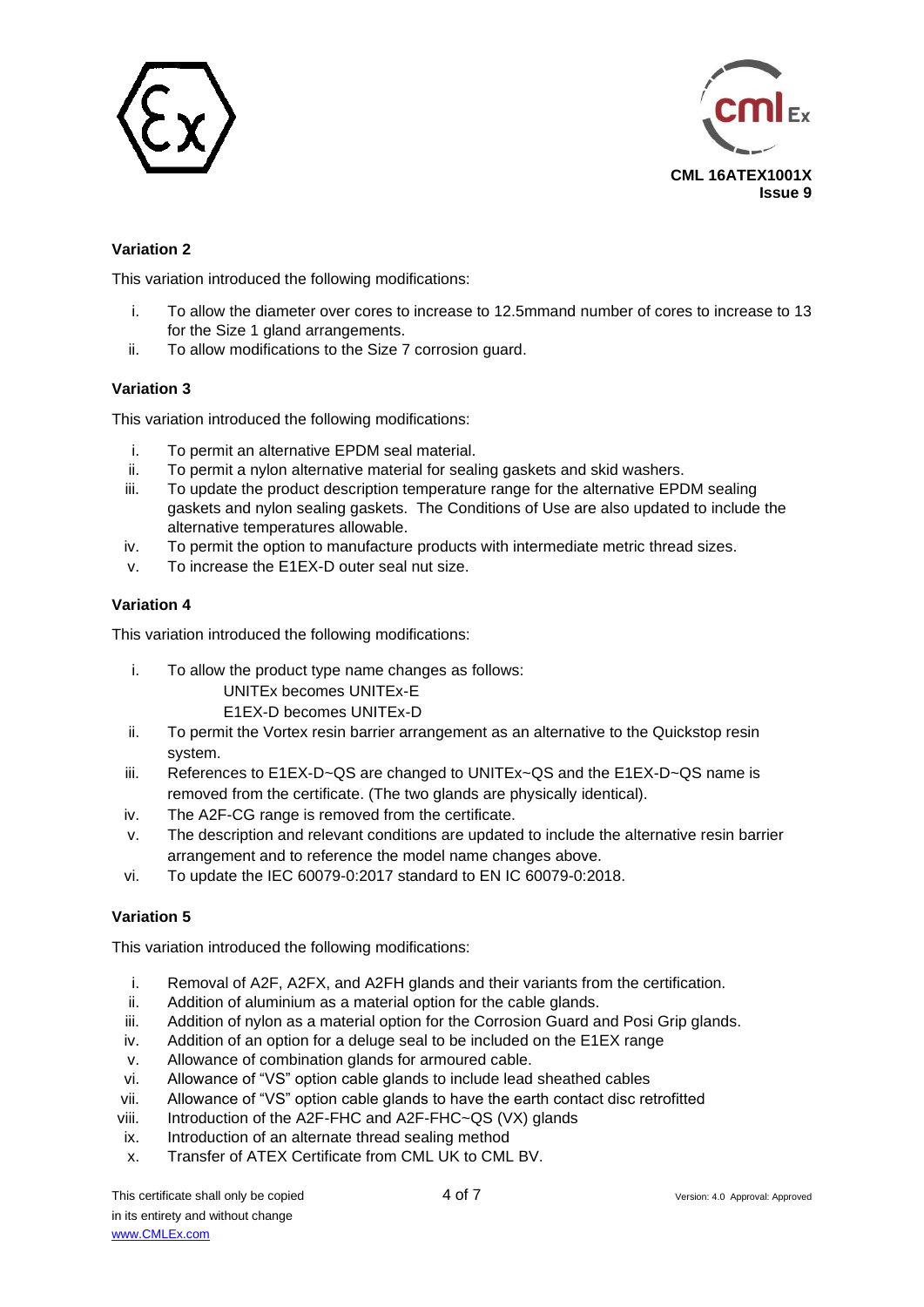### Variation 2

This variation introduced the following modifications:

i. To allow the diameter over cores to increase to 12.5mmand number of cores to increase to 13 for the Size 1 gland arrangements.
ii. To allow modifications to the Size 7 corrosion guard.

### Variation 3

This variation introduced the following modifications:

i. To permit an alternative EPDM seal material.
ii. To permit a nylon alternative material for sealing gaskets and skid washers.
iii. To update the product description temperature range for the alternative EPDM sealing gaskets and nylon sealing gaskets. The Conditions of Use are also updated to include the alternative temperatures allowable.
iv. To permit the option to manufacture products with intermediate metric thread sizes.
v. To increase the E1EX-D outer seal nut size.

### Variation 4

This variation introduced the following modifications:

i. To allow the product type name changes as follows:
   UNITEx becomes UNITEx-E
   E1EX-D becomes UNITEx-D
ii. To permit the Vortex resin barrier arrangement as an alternative to the Quickstop resin system.
iii. References to E1EX-D~QS are changed to UNITEx~QS and the E1EX-D~QS name is removed from the certificate. (The two glands are physically identical).
iv. The A2F-CG range is removed from the certificate.
v. The description and relevant conditions are updated to include the alternative resin barrier arrangement and to reference the model name changes above.
vi. To update the IEC 60079-0:2017 standard to EN IC 60079-0:2018.

### Variation 5

This variation introduced the following modifications:

i. Removal of A2F, A2FX, and A2FH glands and their variants from the certification.
ii. Addition of aluminium as a material option for the cable glands.
iii. Addition of nylon as a material option for the Corrosion Guard and Posi Grip glands.
iv. Addition of an option for a deluge seal to be included on the E1EX range
v. Allowance of combination glands for armoured cable.
vi. Allowance of "VS" option cable glands to include lead sheathed cables
vii. Allowance of "VS" option cable glands to have the earth contact disc retrofitted
viii. Introduction of the A2F-FHC and A2F-FHC~QS (VX) glands
ix. Introduction of an alternate thread sealing method
x. Transfer of ATEX Certificate from CML UK to CML BV.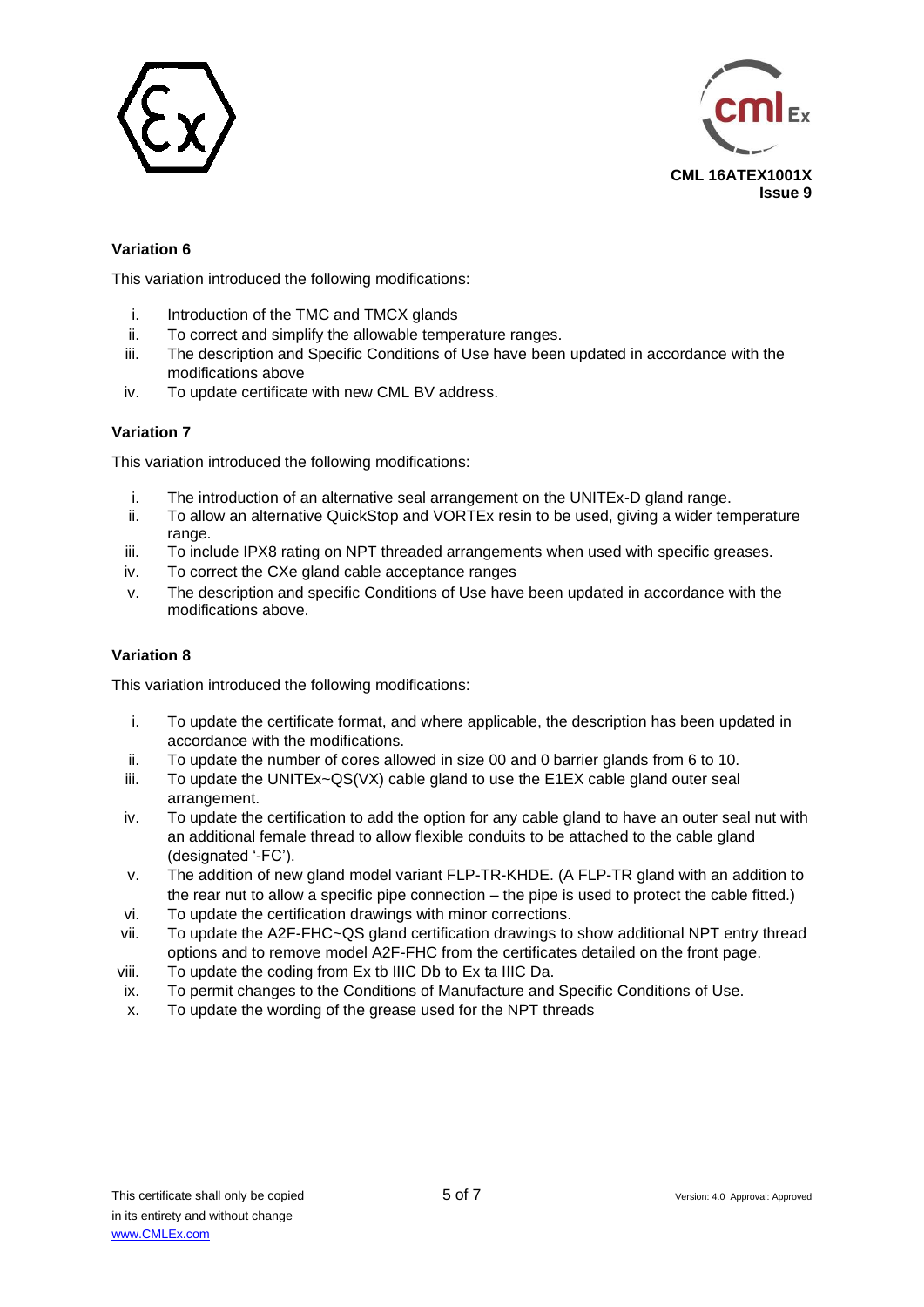### Variation 6

This variation introduced the following modifications:

i. Introduction of the TMC and TMCX glands
ii. To correct and simplify the allowable temperature ranges.
iii. The description and Specific Conditions of Use have been updated in accordance with the modifications above
iv. To update certificate with new CML BV address.

### Variation 7

This variation introduced the following modifications:

i. The introduction of an alternative seal arrangement on the UNITEx-D gland range.
ii. To allow an alternative QuickStop and VORTEx resin to be used, giving a wider temperature range.
iii. To include IPX8 rating on NPT threaded arrangements when used with specific greases.
iv. To correct the CXe gland cable acceptance ranges
v. The description and specific Conditions of Use have been updated in accordance with the modifications above.

### Variation 8

This variation introduced the following modifications:

i. To update the certificate format, and where applicable, the description has been updated in accordance with the modifications.
ii. To update the number of cores allowed in size 00 and 0 barrier glands from 6 to 10.
iii. To update the UNITEx~QS(VX) cable gland to use the E1EX cable gland outer seal arrangement.
iv. To update the certification to add the option for any cable gland to have an outer seal nut with an additional female thread to allow flexible conduits to be attached to the cable gland (designated '-FC').
v. The addition of new gland model variant FLP-TR-KHDE. (A FLP-TR gland with an addition to the rear nut to allow a specific pipe connection – the pipe is used to protect the cable fitted.)
vi. To update the certification drawings with minor corrections.
vii. To update the A2F-FHC~QS gland certification drawings to show additional NPT entry thread options and to remove model A2F-FHC from the certificates detailed on the front page.
viii. To update the coding from Ex tb IIIC Db to Ex ta IIIC Da.
ix. To permit changes to the Conditions of Manufacture and Specific Conditions of Use.
x. To update the wording of the grease used for the NPT threads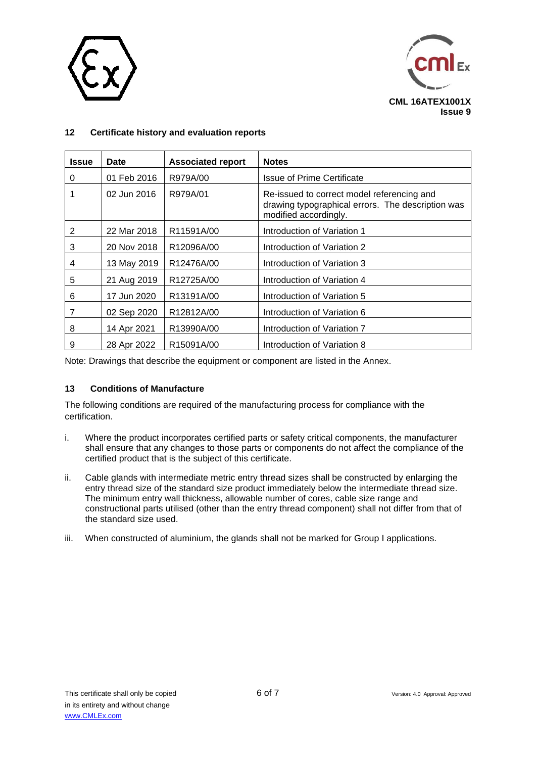## 12 Certificate history and evaluation reports

| Issue | Date | Associated report | Notes |
|---|---|---|---|
| 0 | 01 Feb 2016 | R979A/00 | Issue of Prime Certificate |
| 1 | 02 Jun 2016 | R979A/01 | Re-issued to correct model referencing and drawing typographical errors. The description was modified accordingly. |
| 2 | 22 Mar 2018 | R11591A/00 | Introduction of Variation 1 |
| 3 | 20 Nov 2018 | R12096A/00 | Introduction of Variation 2 |
| 4 | 13 May 2019 | R12476A/00 | Introduction of Variation 3 |
| 5 | 21 Aug 2019 | R12725A/00 | Introduction of Variation 4 |
| 6 | 17 Jun 2020 | R13191A/00 | Introduction of Variation 5 |
| 7 | 02 Sep 2020 | R12812A/00 | Introduction of Variation 6 |
| 8 | 14 Apr 2021 | R13990A/00 | Introduction of Variation 7 |
| 9 | 28 Apr 2022 | R15091A/00 | Introduction of Variation 8 |

Note: Drawings that describe the equipment or component are listed in the Annex.

## 13 Conditions of Manufacture

The following conditions are required of the manufacturing process for compliance with the certification.

i. Where the product incorporates certified parts or safety critical components, the manufacturer shall ensure that any changes to those parts or components do not affect the compliance of the certified product that is the subject of this certificate.

ii. Cable glands with intermediate metric entry thread sizes shall be constructed by enlarging the entry thread size of the standard size product immediately below the intermediate thread size. The minimum entry wall thickness, allowable number of cores, cable size range and constructional parts utilised (other than the entry thread component) shall not differ from that of the standard size used.

iii. When constructed of aluminium, the glands shall not be marked for Group I applications.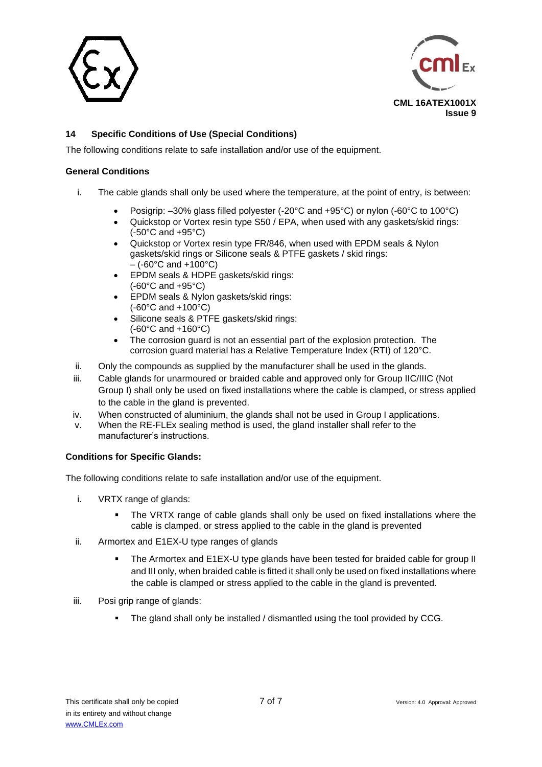## 14 Specific Conditions of Use (Special Conditions)

The following conditions relate to safe installation and/or use of the equipment.

**General Conditions**

i. The cable glands shall only be used where the temperature, at the point of entry, is between:

- Posigrip: –30% glass filled polyester (-20°C and +95°C) or nylon (-60°C to 100°C)
- Quickstop or Vortex resin type S50 / EPA, when used with any gaskets/skid rings: (-50°C and +95°C)
- Quickstop or Vortex resin type FR/846, when used with EPDM seals & Nylon gaskets/skid rings or Silicone seals & PTFE gaskets / skid rings: – (-60°C and +100°C)
- EPDM seals & HDPE gaskets/skid rings: (-60°C and +95°C)
- EPDM seals & Nylon gaskets/skid rings: (-60°C and +100°C)
- Silicone seals & PTFE gaskets/skid rings: (-60°C and +160°C)
- The corrosion guard is not an essential part of the explosion protection. The corrosion guard material has a Relative Temperature Index (RTI) of 120°C.

ii. Only the compounds as supplied by the manufacturer shall be used in the glands.

iii. Cable glands for unarmoured or braided cable and approved only for Group IIC/IIIC (Not Group I) shall only be used on fixed installations where the cable is clamped, or stress applied to the cable in the gland is prevented.

iv. When constructed of aluminium, the glands shall not be used in Group I applications.

v. When the RE-FLEx sealing method is used, the gland installer shall refer to the manufacturer's instructions.

**Conditions for Specific Glands:**

The following conditions relate to safe installation and/or use of the equipment.

i. VRTX range of glands:

- The VRTX range of cable glands shall only be used on fixed installations where the cable is clamped, or stress applied to the cable in the gland is prevented

ii. Armortex and E1EX-U type ranges of glands

- The Armortex and E1EX-U type glands have been tested for braided cable for group II and III only, when braided cable is fitted it shall only be used on fixed installations where the cable is clamped or stress applied to the cable in the gland is prevented.

iii. Posi grip range of glands:

- The gland shall only be installed / dismantled using the tool provided by CCG.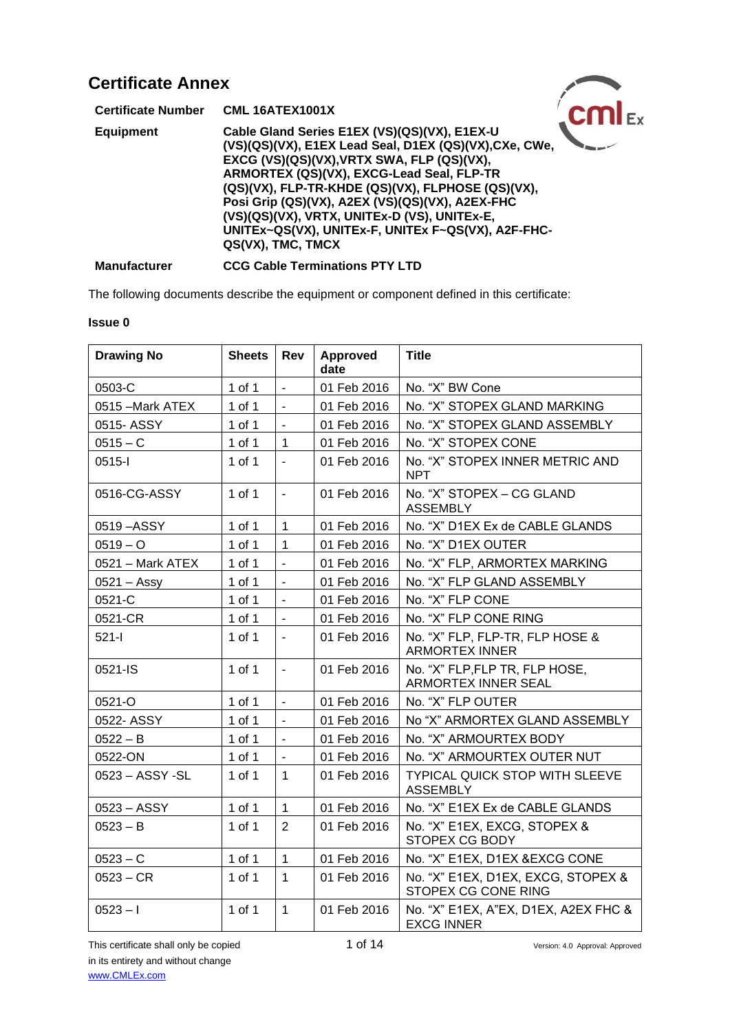# Certificate Annex

**Certificate Number** **CML 16ATEX1001X**

**Equipment** **Cable Gland Series E1EX (VS)(QS)(VX), E1EX-U (VS)(QS)(VX), E1EX Lead Seal, D1EX (QS)(VX),CXe, CWe, EXCG (VS)(QS)(VX),VRTX SWA, FLP (QS)(VX), ARMORTEX (QS)(VX), EXCG-Lead Seal, FLP-TR (QS)(VX), FLP-TR-KHDE (QS)(VX), FLPHOSE (QS)(VX), Posi Grip (QS)(VX), A2EX (VS)(QS)(VX), A2EX-FHC (VS)(QS)(VX), VRTX, UNITEx-D (VS), UNITEx-E, UNITEx~QS(VX), UNITEx-F, UNITEx F~QS(VX), A2F-FHC-QS(VX), TMC, TMCX**

**Manufacturer** **CCG Cable Terminations PTY LTD**

The following documents describe the equipment or component defined in this certificate:

**Issue 0**

| Drawing No | Sheets | Rev | Approved date | Title |
|---|---|---|---|---|
| 0503-C | 1 of 1 | - | 01 Feb 2016 | No. "X" BW Cone |
| 0515 –Mark ATEX | 1 of 1 | - | 01 Feb 2016 | No. "X" STOPEX GLAND MARKING |
| 0515- ASSY | 1 of 1 | - | 01 Feb 2016 | No. "X" STOPEX GLAND ASSEMBLY |
| 0515 – C | 1 of 1 | 1 | 01 Feb 2016 | No. "X" STOPEX CONE |
| 0515-I | 1 of 1 | - | 01 Feb 2016 | No. "X" STOPEX INNER METRIC AND NPT |
| 0516-CG-ASSY | 1 of 1 | - | 01 Feb 2016 | No. "X" STOPEX – CG GLAND ASSEMBLY |
| 0519 –ASSY | 1 of 1 | 1 | 01 Feb 2016 | No. "X" D1EX Ex de CABLE GLANDS |
| 0519 – O | 1 of 1 | 1 | 01 Feb 2016 | No. "X" D1EX OUTER |
| 0521 – Mark ATEX | 1 of 1 | - | 01 Feb 2016 | No. "X" FLP, ARMORTEX MARKING |
| 0521 – Assy | 1 of 1 | - | 01 Feb 2016 | No. "X" FLP GLAND ASSEMBLY |
| 0521-C | 1 of 1 | - | 01 Feb 2016 | No. "X" FLP CONE |
| 0521-CR | 1 of 1 | - | 01 Feb 2016 | No. "X" FLP CONE RING |
| 521-I | 1 of 1 | - | 01 Feb 2016 | No. "X" FLP, FLP-TR, FLP HOSE & ARMORTEX INNER |
| 0521-IS | 1 of 1 | - | 01 Feb 2016 | No. "X" FLP,FLP TR, FLP HOSE, ARMORTEX INNER SEAL |
| 0521-O | 1 of 1 | - | 01 Feb 2016 | No. "X" FLP OUTER |
| 0522- ASSY | 1 of 1 | - | 01 Feb 2016 | No "X" ARMORTEX GLAND ASSEMBLY |
| 0522 – B | 1 of 1 | - | 01 Feb 2016 | No. "X" ARMOURTEX BODY |
| 0522-ON | 1 of 1 | - | 01 Feb 2016 | No. "X" ARMOURTEX OUTER NUT |
| 0523 – ASSY -SL | 1 of 1 | 1 | 01 Feb 2016 | TYPICAL QUICK STOP WITH SLEEVE ASSEMBLY |
| 0523 – ASSY | 1 of 1 | 1 | 01 Feb 2016 | No. "X" E1EX Ex de CABLE GLANDS |
| 0523 – B | 1 of 1 | 2 | 01 Feb 2016 | No. "X" E1EX, EXCG, STOPEX & STOPEX CG BODY |
| 0523 – C | 1 of 1 | 1 | 01 Feb 2016 | No. "X" E1EX, D1EX &EXCG CONE |
| 0523 – CR | 1 of 1 | 1 | 01 Feb 2016 | No. "X" E1EX, D1EX, EXCG, STOPEX & STOPEX CG CONE RING |
| 0523 – I | 1 of 1 | 1 | 01 Feb 2016 | No. "X" E1EX, A"EX, D1EX, A2EX FHC & EXCG INNER |

This certificate shall only be copied in its entirety and without change
www.CMLEx.com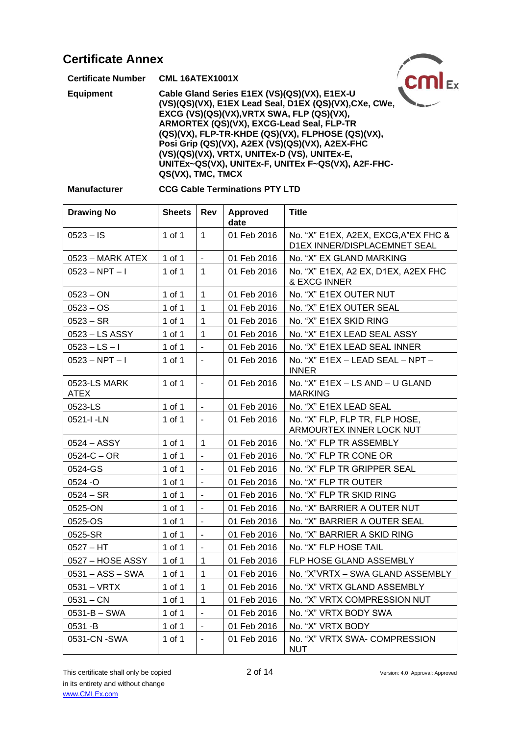## Certificate Annex

**Certificate Number** **CML 16ATEX1001X**

**Equipment** **Cable Gland Series E1EX (VS)(QS)(VX), E1EX-U (VS)(QS)(VX), E1EX Lead Seal, D1EX (QS)(VX),CXe, CWe, EXCG (VS)(QS)(VX),VRTX SWA, FLP (QS)(VX), ARMORTEX (QS)(VX), EXCG-Lead Seal, FLP-TR (QS)(VX), FLP-TR-KHDE (QS)(VX), FLPHOSE (QS)(VX), Posi Grip (QS)(VX), A2EX (VS)(QS)(VX), A2EX-FHC (VS)(QS)(VX), VRTX, UNITEx-D (VS), UNITEx-E, UNITEx~QS(VX), UNITEx-F, UNITEx F~QS(VX), A2F-FHC-QS(VX), TMC, TMCX**

**Manufacturer** **CCG Cable Terminations PTY LTD**

| Drawing No | Sheets | Rev | Approved date | Title |
|---|---|---|---|---|
| 0523 – IS | 1 of 1 | 1 | 01 Feb 2016 | No. "X" E1EX, A2EX, EXCG,A"EX FHC & D1EX INNER/DISPLACEMNET SEAL |
| 0523 – MARK ATEX | 1 of 1 | - | 01 Feb 2016 | No. "X" EX GLAND MARKING |
| 0523 – NPT – I | 1 of 1 | 1 | 01 Feb 2016 | No. "X" E1EX, A2 EX, D1EX, A2EX FHC & EXCG INNER |
| 0523 – ON | 1 of 1 | 1 | 01 Feb 2016 | No. "X" E1EX OUTER NUT |
| 0523 – OS | 1 of 1 | 1 | 01 Feb 2016 | No. "X" E1EX OUTER SEAL |
| 0523 – SR | 1 of 1 | 1 | 01 Feb 2016 | No. "X" E1EX SKID RING |
| 0523 – LS ASSY | 1 of 1 | 1 | 01 Feb 2016 | No. "X" E1EX LEAD SEAL ASSY |
| 0523 – LS – I | 1 of 1 | - | 01 Feb 2016 | No. "X" E1EX LEAD SEAL INNER |
| 0523 – NPT – I | 1 of 1 | - | 01 Feb 2016 | No. "X" E1EX – LEAD SEAL – NPT – INNER |
| 0523-LS MARK ATEX | 1 of 1 | - | 01 Feb 2016 | No. "X" E1EX – LS AND – U GLAND MARKING |
| 0523-LS | 1 of 1 | - | 01 Feb 2016 | No. "X" E1EX LEAD SEAL |
| 0521-I -LN | 1 of 1 | - | 01 Feb 2016 | No. "X" FLP, FLP TR, FLP HOSE, ARMOURTEX INNER LOCK NUT |
| 0524 – ASSY | 1 of 1 | 1 | 01 Feb 2016 | No. "X" FLP TR ASSEMBLY |
| 0524-C – OR | 1 of 1 | - | 01 Feb 2016 | No. "X" FLP TR CONE OR |
| 0524-GS | 1 of 1 | - | 01 Feb 2016 | No. "X" FLP TR GRIPPER SEAL |
| 0524 -O | 1 of 1 | - | 01 Feb 2016 | No. "X" FLP TR OUTER |
| 0524 – SR | 1 of 1 | - | 01 Feb 2016 | No. "X" FLP TR SKID RING |
| 0525-ON | 1 of 1 | - | 01 Feb 2016 | No. "X" BARRIER A OUTER NUT |
| 0525-OS | 1 of 1 | - | 01 Feb 2016 | No. "X" BARRIER A OUTER SEAL |
| 0525-SR | 1 of 1 | - | 01 Feb 2016 | No. "X" BARRIER A SKID RING |
| 0527 – HT | 1 of 1 | - | 01 Feb 2016 | No. "X" FLP HOSE TAIL |
| 0527 – HOSE ASSY | 1 of 1 | 1 | 01 Feb 2016 | FLP HOSE GLAND ASSEMBLY |
| 0531 – ASS – SWA | 1 of 1 | 1 | 01 Feb 2016 | No. "X"VRTX – SWA GLAND ASSEMBLY |
| 0531 – VRTX | 1 of 1 | 1 | 01 Feb 2016 | No. "X" VRTX GLAND ASSEMBLY |
| 0531 – CN | 1 of 1 | 1 | 01 Feb 2016 | No. "X" VRTX COMPRESSION NUT |
| 0531-B – SWA | 1 of 1 | - | 01 Feb 2016 | No. "X" VRTX BODY SWA |
| 0531 -B | 1 of 1 | - | 01 Feb 2016 | No. "X" VRTX BODY |
| 0531-CN -SWA | 1 of 1 | - | 01 Feb 2016 | No. "X" VRTX SWA- COMPRESSION NUT |

This certificate shall only be copied in its entirety and without change
www.CMLEx.com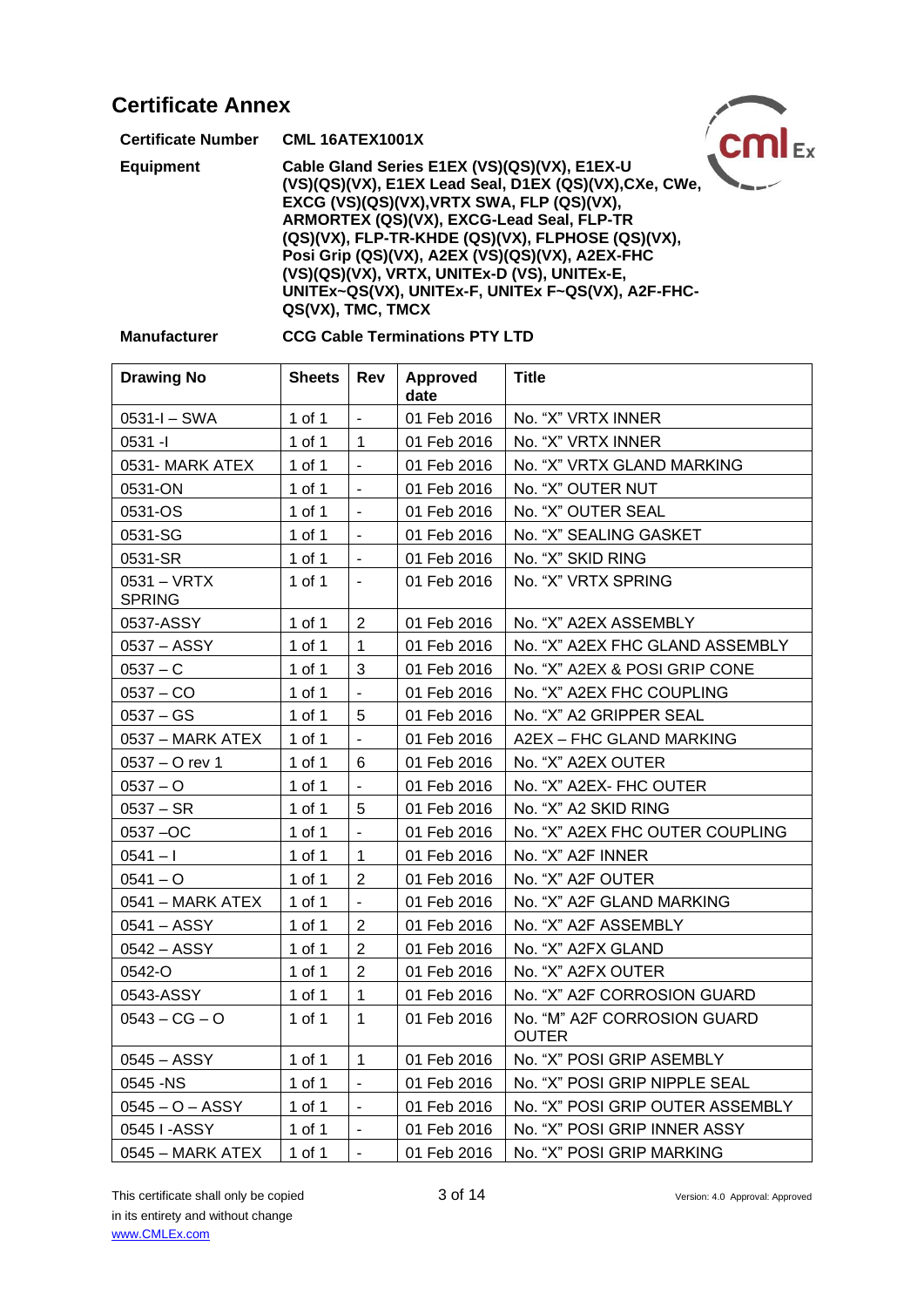## Certificate Annex

**Certificate Number** **CML 16ATEX1001X**

**Equipment** **Cable Gland Series E1EX (VS)(QS)(VX), E1EX-U (VS)(QS)(VX), E1EX Lead Seal, D1EX (QS)(VX),CXe, CWe, EXCG (VS)(QS)(VX),VRTX SWA, FLP (QS)(VX), ARMORTEX (QS)(VX), EXCG-Lead Seal, FLP-TR (QS)(VX), FLP-TR-KHDE (QS)(VX), FLPHOSE (QS)(VX), Posi Grip (QS)(VX), A2EX (VS)(QS)(VX), A2EX-FHC (VS)(QS)(VX), VRTX, UNITEx-D (VS), UNITEx-E, UNITEx~QS(VX), UNITEx-F, UNITEx F~QS(VX), A2F-FHC-QS(VX), TMC, TMCX**

**Manufacturer** **CCG Cable Terminations PTY LTD**

| Drawing No | Sheets | Rev | Approved date | Title |
|---|---|---|---|---|
| 0531-I – SWA | 1 of 1 | - | 01 Feb 2016 | No. "X" VRTX INNER |
| 0531 -I | 1 of 1 | 1 | 01 Feb 2016 | No. "X" VRTX INNER |
| 0531- MARK ATEX | 1 of 1 | - | 01 Feb 2016 | No. "X" VRTX GLAND MARKING |
| 0531-ON | 1 of 1 | - | 01 Feb 2016 | No. "X" OUTER NUT |
| 0531-OS | 1 of 1 | - | 01 Feb 2016 | No. "X" OUTER SEAL |
| 0531-SG | 1 of 1 | - | 01 Feb 2016 | No. "X" SEALING GASKET |
| 0531-SR | 1 of 1 | - | 01 Feb 2016 | No. "X" SKID RING |
| 0531 – VRTX SPRING | 1 of 1 | - | 01 Feb 2016 | No. "X" VRTX SPRING |
| 0537-ASSY | 1 of 1 | 2 | 01 Feb 2016 | No. "X" A2EX ASSEMBLY |
| 0537 – ASSY | 1 of 1 | 1 | 01 Feb 2016 | No. "X" A2EX FHC GLAND ASSEMBLY |
| 0537 – C | 1 of 1 | 3 | 01 Feb 2016 | No. "X" A2EX & POSI GRIP CONE |
| 0537 – CO | 1 of 1 | - | 01 Feb 2016 | No. "X" A2EX FHC COUPLING |
| 0537 – GS | 1 of 1 | 5 | 01 Feb 2016 | No. "X" A2 GRIPPER SEAL |
| 0537 – MARK ATEX | 1 of 1 | - | 01 Feb 2016 | A2EX – FHC GLAND MARKING |
| 0537 – O rev 1 | 1 of 1 | 6 | 01 Feb 2016 | No. "X" A2EX OUTER |
| 0537 – O | 1 of 1 | - | 01 Feb 2016 | No. "X" A2EX- FHC OUTER |
| 0537 – SR | 1 of 1 | 5 | 01 Feb 2016 | No. "X" A2 SKID RING |
| 0537 –OC | 1 of 1 | - | 01 Feb 2016 | No. "X" A2EX FHC OUTER COUPLING |
| 0541 – I | 1 of 1 | 1 | 01 Feb 2016 | No. "X" A2F INNER |
| 0541 – O | 1 of 1 | 2 | 01 Feb 2016 | No. "X" A2F OUTER |
| 0541 – MARK ATEX | 1 of 1 | - | 01 Feb 2016 | No. "X" A2F GLAND MARKING |
| 0541 – ASSY | 1 of 1 | 2 | 01 Feb 2016 | No. "X" A2F ASSEMBLY |
| 0542 – ASSY | 1 of 1 | 2 | 01 Feb 2016 | No. "X" A2FX GLAND |
| 0542-O | 1 of 1 | 2 | 01 Feb 2016 | No. "X" A2FX OUTER |
| 0543-ASSY | 1 of 1 | 1 | 01 Feb 2016 | No. "X" A2F CORROSION GUARD |
| 0543 – CG – O | 1 of 1 | 1 | 01 Feb 2016 | No. "M" A2F CORROSION GUARD OUTER |
| 0545 – ASSY | 1 of 1 | 1 | 01 Feb 2016 | No. "X" POSI GRIP ASEMBLY |
| 0545 -NS | 1 of 1 | - | 01 Feb 2016 | No. "X" POSI GRIP NIPPLE SEAL |
| 0545 – O – ASSY | 1 of 1 | - | 01 Feb 2016 | No. "X" POSI GRIP OUTER ASSEMBLY |
| 0545 I -ASSY | 1 of 1 | - | 01 Feb 2016 | No. "X" POSI GRIP INNER ASSY |
| 0545 – MARK ATEX | 1 of 1 | - | 01 Feb 2016 | No. "X" POSI GRIP MARKING |

This certificate shall only be copied in its entirety and without change
www.CMLEx.com

Version: 4.0 Approval: Approved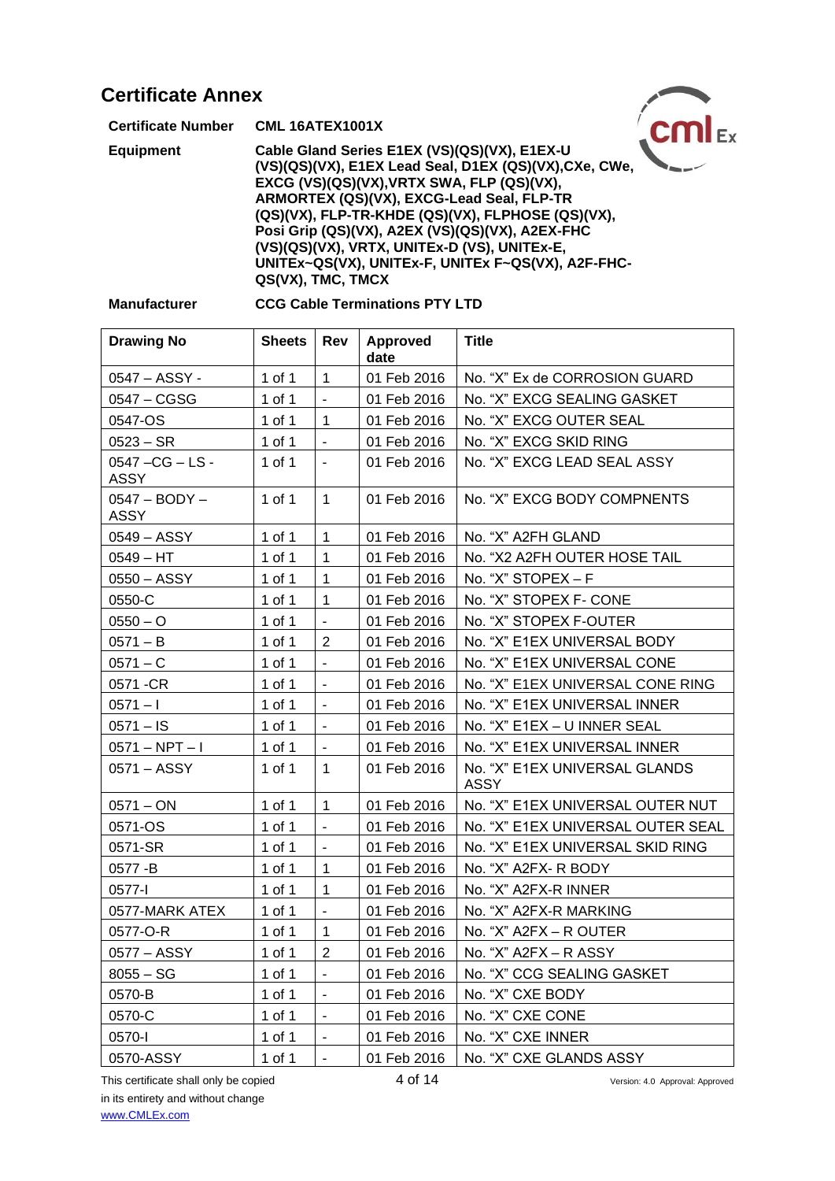# Certificate Annex

| | |
|---|---|
| **Certificate Number** | **CML 16ATEX1001X** |
| **Equipment** | **Cable Gland Series E1EX (VS)(QS)(VX), E1EX-U (VS)(QS)(VX), E1EX Lead Seal, D1EX (QS)(VX),CXe, CWe, EXCG (VS)(QS)(VX),VRTX SWA, FLP (QS)(VX), ARMORTEX (QS)(VX), EXCG-Lead Seal, FLP-TR (QS)(VX), FLP-TR-KHDE (QS)(VX), FLPHOSE (QS)(VX), Posi Grip (QS)(VX), A2EX (VS)(QS)(VX), A2EX-FHC (VS)(QS)(VX), VRTX, UNITEx-D (VS), UNITEx-E, UNITEx~QS(VX), UNITEx-F, UNITEx F~QS(VX), A2F-FHC-QS(VX), TMC, TMCX** |
| **Manufacturer** | **CCG Cable Terminations PTY LTD** |

| Drawing No | Sheets | Rev | Approved date | Title |
|---|---|---|---|---|
| 0547 – ASSY - | 1 of 1 | 1 | 01 Feb 2016 | No. "X" Ex de CORROSION GUARD |
| 0547 – CGSG | 1 of 1 | - | 01 Feb 2016 | No. "X" EXCG SEALING GASKET |
| 0547-OS | 1 of 1 | 1 | 01 Feb 2016 | No. "X" EXCG OUTER SEAL |
| 0523 – SR | 1 of 1 | - | 01 Feb 2016 | No. "X" EXCG SKID RING |
| 0547 –CG – LS - ASSY | 1 of 1 | - | 01 Feb 2016 | No. "X" EXCG LEAD SEAL ASSY |
| 0547 – BODY – ASSY | 1 of 1 | 1 | 01 Feb 2016 | No. "X" EXCG BODY COMPNENTS |
| 0549 – ASSY | 1 of 1 | 1 | 01 Feb 2016 | No. "X" A2FH GLAND |
| 0549 – HT | 1 of 1 | 1 | 01 Feb 2016 | No. "X2 A2FH OUTER HOSE TAIL |
| 0550 – ASSY | 1 of 1 | 1 | 01 Feb 2016 | No. "X" STOPEX – F |
| 0550-C | 1 of 1 | 1 | 01 Feb 2016 | No. "X" STOPEX F- CONE |
| 0550 – O | 1 of 1 | - | 01 Feb 2016 | No. "X" STOPEX F-OUTER |
| 0571 – B | 1 of 1 | 2 | 01 Feb 2016 | No. "X" E1EX UNIVERSAL BODY |
| 0571 – C | 1 of 1 | - | 01 Feb 2016 | No. "X" E1EX UNIVERSAL CONE |
| 0571 -CR | 1 of 1 | - | 01 Feb 2016 | No. "X" E1EX UNIVERSAL CONE RING |
| 0571 – I | 1 of 1 | - | 01 Feb 2016 | No. "X" E1EX UNIVERSAL INNER |
| 0571 – IS | 1 of 1 | - | 01 Feb 2016 | No. "X" E1EX – U INNER SEAL |
| 0571 – NPT – I | 1 of 1 | - | 01 Feb 2016 | No. "X" E1EX UNIVERSAL INNER |
| 0571 – ASSY | 1 of 1 | 1 | 01 Feb 2016 | No. "X" E1EX UNIVERSAL GLANDS ASSY |
| 0571 – ON | 1 of 1 | 1 | 01 Feb 2016 | No. "X" E1EX UNIVERSAL OUTER NUT |
| 0571-OS | 1 of 1 | - | 01 Feb 2016 | No. "X" E1EX UNIVERSAL OUTER SEAL |
| 0571-SR | 1 of 1 | - | 01 Feb 2016 | No. "X" E1EX UNIVERSAL SKID RING |
| 0577 -B | 1 of 1 | 1 | 01 Feb 2016 | No. "X" A2FX- R BODY |
| 0577-I | 1 of 1 | 1 | 01 Feb 2016 | No. "X" A2FX-R INNER |
| 0577-MARK ATEX | 1 of 1 | - | 01 Feb 2016 | No. "X" A2FX-R MARKING |
| 0577-O-R | 1 of 1 | 1 | 01 Feb 2016 | No. "X" A2FX – R OUTER |
| 0577 – ASSY | 1 of 1 | 2 | 01 Feb 2016 | No. "X" A2FX – R ASSY |
| 8055 – SG | 1 of 1 | - | 01 Feb 2016 | No. "X" CCG SEALING GASKET |
| 0570-B | 1 of 1 | - | 01 Feb 2016 | No. "X" CXE BODY |
| 0570-C | 1 of 1 | - | 01 Feb 2016 | No. "X" CXE CONE |
| 0570-I | 1 of 1 | - | 01 Feb 2016 | No. "X" CXE INNER |
| 0570-ASSY | 1 of 1 | - | 01 Feb 2016 | No. "X" CXE GLANDS ASSY |

This certificate shall only be copied in its entirety and without change
www.CMLEx.com

Version: 4.0 Approval: Approved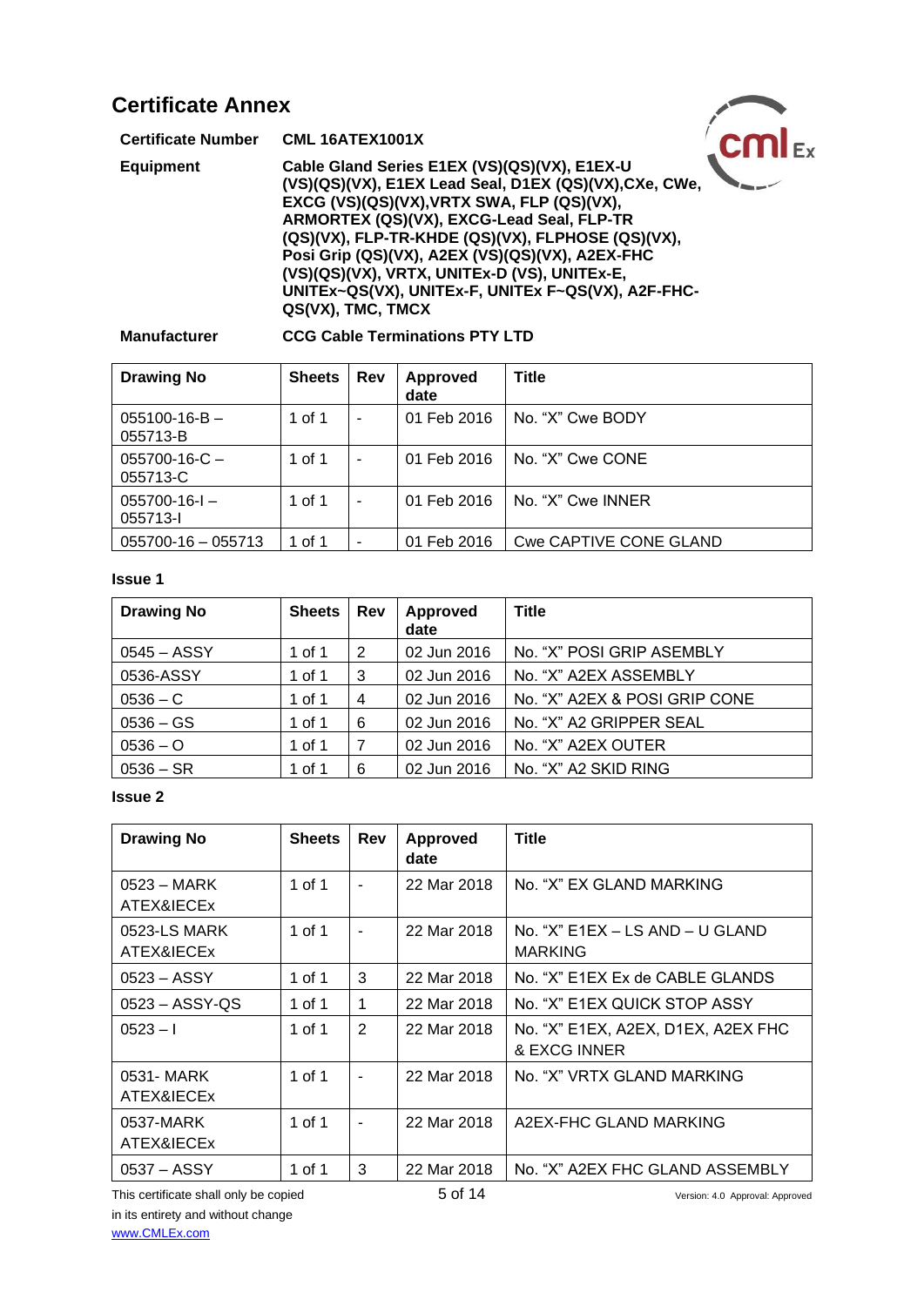## Certificate Annex

| | |
|---|---|
| **Certificate Number** | **CML 16ATEX1001X** |
| **Equipment** | **Cable Gland Series E1EX (VS)(QS)(VX), E1EX-U (VS)(QS)(VX), E1EX Lead Seal, D1EX (QS)(VX),CXe, CWe, EXCG (VS)(QS)(VX),VRTX SWA, FLP (QS)(VX), ARMORTEX (QS)(VX), EXCG-Lead Seal, FLP-TR (QS)(VX), FLP-TR-KHDE (QS)(VX), FLPHOSE (QS)(VX), Posi Grip (QS)(VX), A2EX (VS)(QS)(VX), A2EX-FHC (VS)(QS)(VX), VRTX, UNITEx-D (VS), UNITEx-E, UNITEx~QS(VX), UNITEx-F, UNITEx F~QS(VX), A2F-FHC-QS(VX), TMC, TMCX** |
| **Manufacturer** | **CCG Cable Terminations PTY LTD** |

| Drawing No | Sheets | Rev | Approved date | Title |
|---|---|---|---|---|
| 055100-16-B – 055713-B | 1 of 1 | - | 01 Feb 2016 | No. “X” Cwe BODY |
| 055700-16-C – 055713-C | 1 of 1 | - | 01 Feb 2016 | No. “X” Cwe CONE |
| 055700-16-I – 055713-I | 1 of 1 | - | 01 Feb 2016 | No. “X” Cwe INNER |
| 055700-16 – 055713 | 1 of 1 | - | 01 Feb 2016 | Cwe CAPTIVE CONE GLAND |

**Issue 1**

| Drawing No | Sheets | Rev | Approved date | Title |
|---|---|---|---|---|
| 0545 – ASSY | 1 of 1 | 2 | 02 Jun 2016 | No. “X” POSI GRIP ASEMBLY |
| 0536-ASSY | 1 of 1 | 3 | 02 Jun 2016 | No. “X” A2EX ASSEMBLY |
| 0536 – C | 1 of 1 | 4 | 02 Jun 2016 | No. “X” A2EX & POSI GRIP CONE |
| 0536 – GS | 1 of 1 | 6 | 02 Jun 2016 | No. “X” A2 GRIPPER SEAL |
| 0536 – O | 1 of 1 | 7 | 02 Jun 2016 | No. “X” A2EX OUTER |
| 0536 – SR | 1 of 1 | 6 | 02 Jun 2016 | No. “X” A2 SKID RING |

**Issue 2**

| Drawing No | Sheets | Rev | Approved date | Title |
|---|---|---|---|---|
| 0523 – MARK ATEX&IECEx | 1 of 1 | - | 22 Mar 2018 | No. “X” EX GLAND MARKING |
| 0523-LS MARK ATEX&IECEx | 1 of 1 | - | 22 Mar 2018 | No. “X” E1EX – LS AND – U GLAND MARKING |
| 0523 – ASSY | 1 of 1 | 3 | 22 Mar 2018 | No. “X” E1EX Ex de CABLE GLANDS |
| 0523 – ASSY-QS | 1 of 1 | 1 | 22 Mar 2018 | No. “X” E1EX QUICK STOP ASSY |
| 0523 – I | 1 of 1 | 2 | 22 Mar 2018 | No. “X” E1EX, A2EX, D1EX, A2EX FHC & EXCG INNER |
| 0531- MARK ATEX&IECEx | 1 of 1 | - | 22 Mar 2018 | No. “X” VRTX GLAND MARKING |
| 0537-MARK ATEX&IECEx | 1 of 1 | - | 22 Mar 2018 | A2EX-FHC GLAND MARKING |
| 0537 – ASSY | 1 of 1 | 3 | 22 Mar 2018 | No. “X” A2EX FHC GLAND ASSEMBLY |

This certificate shall only be copied in its entirety and without change
www.CMLEx.com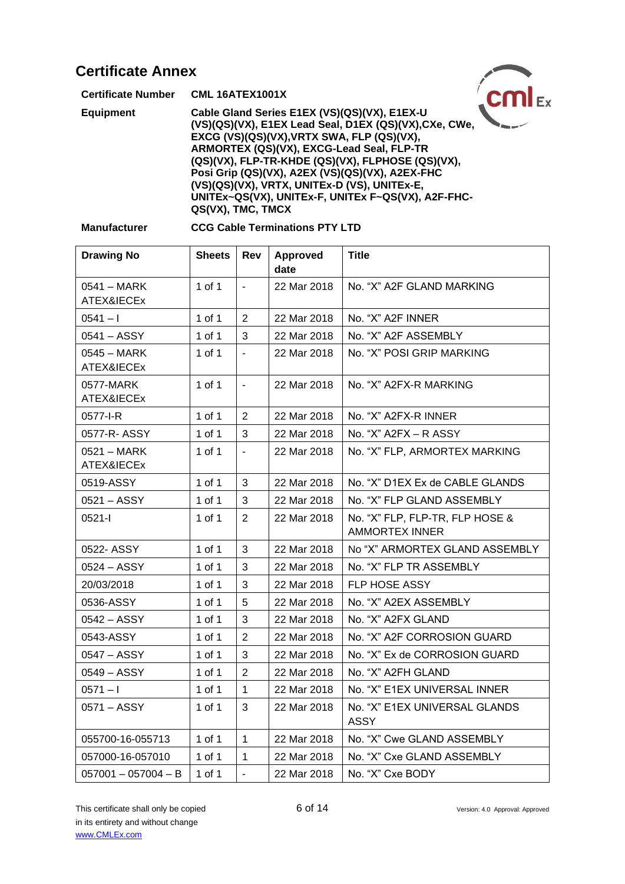## Certificate Annex

| | |
|---|---|
| **Certificate Number** | **CML 16ATEX1001X** |
| **Equipment** | **Cable Gland Series E1EX (VS)(QS)(VX), E1EX-U (VS)(QS)(VX), E1EX Lead Seal, D1EX (QS)(VX),CXe, CWe, EXCG (VS)(QS)(VX),VRTX SWA, FLP (QS)(VX), ARMORTEX (QS)(VX), EXCG-Lead Seal, FLP-TR (QS)(VX), FLP-TR-KHDE (QS)(VX), FLPHOSE (QS)(VX), Posi Grip (QS)(VX), A2EX (VS)(QS)(VX), A2EX-FHC (VS)(QS)(VX), VRTX, UNITEx-D (VS), UNITEx-E, UNITEx~QS(VX), UNITEx-F, UNITEx F~QS(VX), A2F-FHC-QS(VX), TMC, TMCX** |
| **Manufacturer** | **CCG Cable Terminations PTY LTD** |

| Drawing No | Sheets | Rev | Approved date | Title |
|---|---|---|---|---|
| 0541 – MARK ATEX&IECEx | 1 of 1 | - | 22 Mar 2018 | No. "X" A2F GLAND MARKING |
| 0541 – I | 1 of 1 | 2 | 22 Mar 2018 | No. "X" A2F INNER |
| 0541 – ASSY | 1 of 1 | 3 | 22 Mar 2018 | No. "X" A2F ASSEMBLY |
| 0545 – MARK ATEX&IECEx | 1 of 1 | - | 22 Mar 2018 | No. "X" POSI GRIP MARKING |
| 0577-MARK ATEX&IECEx | 1 of 1 | - | 22 Mar 2018 | No. "X" A2FX-R MARKING |
| 0577-I-R | 1 of 1 | 2 | 22 Mar 2018 | No. "X" A2FX-R INNER |
| 0577-R- ASSY | 1 of 1 | 3 | 22 Mar 2018 | No. "X" A2FX – R ASSY |
| 0521 – MARK ATEX&IECEx | 1 of 1 | - | 22 Mar 2018 | No. "X" FLP, ARMORTEX MARKING |
| 0519-ASSY | 1 of 1 | 3 | 22 Mar 2018 | No. "X" D1EX Ex de CABLE GLANDS |
| 0521 – ASSY | 1 of 1 | 3 | 22 Mar 2018 | No. "X" FLP GLAND ASSEMBLY |
| 0521-I | 1 of 1 | 2 | 22 Mar 2018 | No. "X" FLP, FLP-TR, FLP HOSE & AMMORTEX INNER |
| 0522- ASSY | 1 of 1 | 3 | 22 Mar 2018 | No "X" ARMORTEX GLAND ASSEMBLY |
| 0524 – ASSY | 1 of 1 | 3 | 22 Mar 2018 | No. "X" FLP TR ASSEMBLY |
| 20/03/2018 | 1 of 1 | 3 | 22 Mar 2018 | FLP HOSE ASSY |
| 0536-ASSY | 1 of 1 | 5 | 22 Mar 2018 | No. "X" A2EX ASSEMBLY |
| 0542 – ASSY | 1 of 1 | 3 | 22 Mar 2018 | No. "X" A2FX GLAND |
| 0543-ASSY | 1 of 1 | 2 | 22 Mar 2018 | No. "X" A2F CORROSION GUARD |
| 0547 – ASSY | 1 of 1 | 3 | 22 Mar 2018 | No. "X" Ex de CORROSION GUARD |
| 0549 – ASSY | 1 of 1 | 2 | 22 Mar 2018 | No. "X" A2FH GLAND |
| 0571 – I | 1 of 1 | 1 | 22 Mar 2018 | No. "X" E1EX UNIVERSAL INNER |
| 0571 – ASSY | 1 of 1 | 3 | 22 Mar 2018 | No. "X" E1EX UNIVERSAL GLANDS ASSY |
| 055700-16-055713 | 1 of 1 | 1 | 22 Mar 2018 | No. "X" Cwe GLAND ASSEMBLY |
| 057000-16-057010 | 1 of 1 | 1 | 22 Mar 2018 | No. "X" Cxe GLAND ASSEMBLY |
| 057001 – 057004 – B | 1 of 1 | - | 22 Mar 2018 | No. "X" Cxe BODY |

This certificate shall only be copied in its entirety and without change
www.CMLEx.com

Version: 4.0 Approval: Approved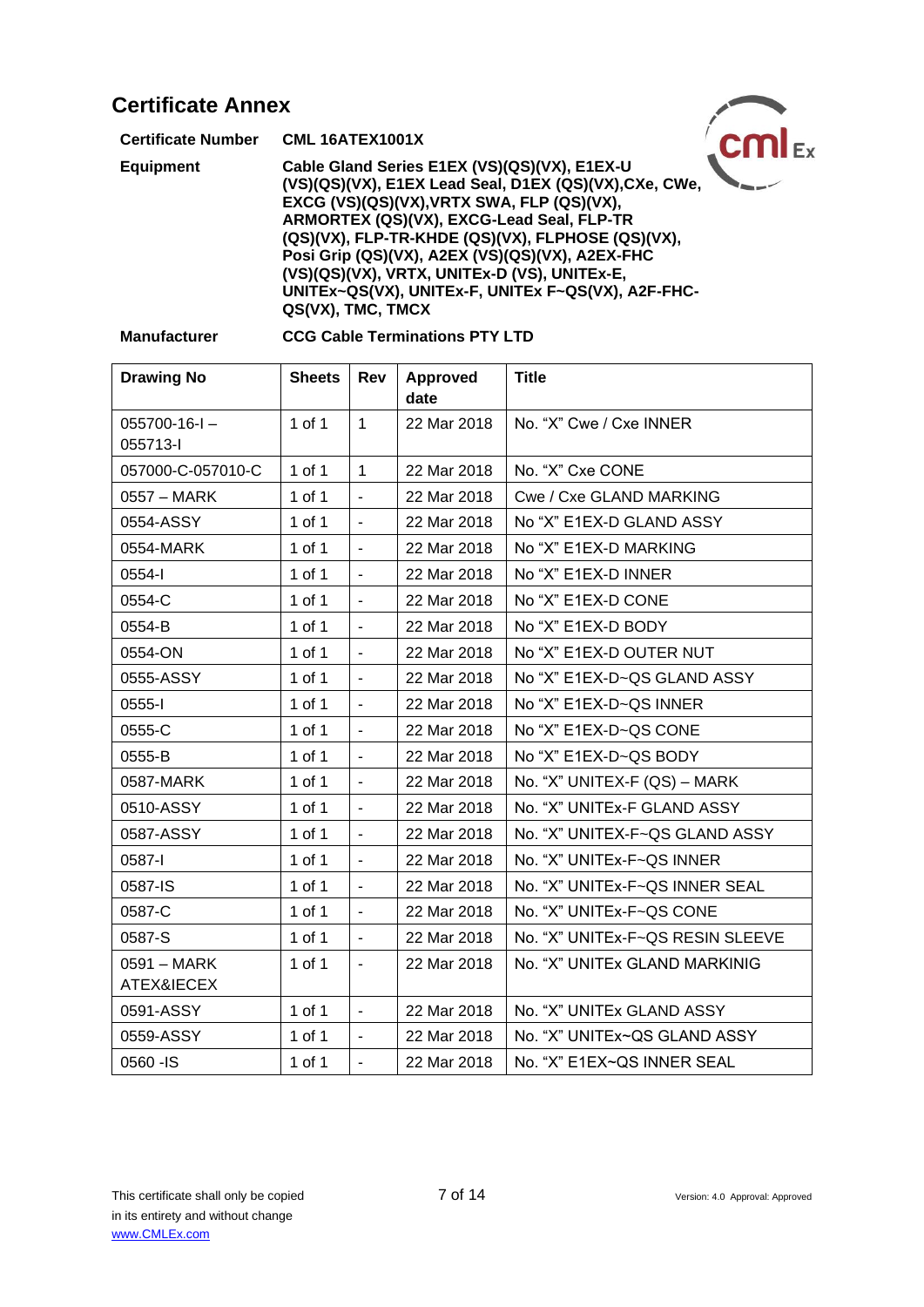# Certificate Annex

**Certificate Number** **CML 16ATEX1001X**

**Equipment** **Cable Gland Series E1EX (VS)(QS)(VX), E1EX-U (VS)(QS)(VX), E1EX Lead Seal, D1EX (QS)(VX),CXe, CWe, EXCG (VS)(QS)(VX),VRTX SWA, FLP (QS)(VX), ARMORTEX (QS)(VX), EXCG-Lead Seal, FLP-TR (QS)(VX), FLP-TR-KHDE (QS)(VX), FLPHOSE (QS)(VX), Posi Grip (QS)(VX), A2EX (VS)(QS)(VX), A2EX-FHC (VS)(QS)(VX), VRTX, UNITEx-D (VS), UNITEx-E, UNITEx~QS(VX), UNITEx-F, UNITEx F~QS(VX), A2F-FHC-QS(VX), TMC, TMCX**

**Manufacturer** **CCG Cable Terminations PTY LTD**

| Drawing No | Sheets | Rev | Approved date | Title |
|---|---|---|---|---|
| 055700-16-I – 055713-I | 1 of 1 | 1 | 22 Mar 2018 | No. "X" Cwe / Cxe INNER |
| 057000-C-057010-C | 1 of 1 | 1 | 22 Mar 2018 | No. "X" Cxe CONE |
| 0557 – MARK | 1 of 1 | - | 22 Mar 2018 | Cwe / Cxe GLAND MARKING |
| 0554-ASSY | 1 of 1 | - | 22 Mar 2018 | No "X" E1EX-D GLAND ASSY |
| 0554-MARK | 1 of 1 | - | 22 Mar 2018 | No "X" E1EX-D MARKING |
| 0554-I | 1 of 1 | - | 22 Mar 2018 | No "X" E1EX-D INNER |
| 0554-C | 1 of 1 | - | 22 Mar 2018 | No "X" E1EX-D CONE |
| 0554-B | 1 of 1 | - | 22 Mar 2018 | No "X" E1EX-D BODY |
| 0554-ON | 1 of 1 | - | 22 Mar 2018 | No "X" E1EX-D OUTER NUT |
| 0555-ASSY | 1 of 1 | - | 22 Mar 2018 | No "X" E1EX-D~QS GLAND ASSY |
| 0555-I | 1 of 1 | - | 22 Mar 2018 | No "X" E1EX-D~QS INNER |
| 0555-C | 1 of 1 | - | 22 Mar 2018 | No "X" E1EX-D~QS CONE |
| 0555-B | 1 of 1 | - | 22 Mar 2018 | No "X" E1EX-D~QS BODY |
| 0587-MARK | 1 of 1 | - | 22 Mar 2018 | No. "X" UNITEX-F (QS) – MARK |
| 0510-ASSY | 1 of 1 | - | 22 Mar 2018 | No. "X" UNITEx-F GLAND ASSY |
| 0587-ASSY | 1 of 1 | - | 22 Mar 2018 | No. "X" UNITEX-F~QS GLAND ASSY |
| 0587-I | 1 of 1 | - | 22 Mar 2018 | No. "X" UNITEx-F~QS INNER |
| 0587-IS | 1 of 1 | - | 22 Mar 2018 | No. "X" UNITEx-F~QS INNER SEAL |
| 0587-C | 1 of 1 | - | 22 Mar 2018 | No. "X" UNITEx-F~QS CONE |
| 0587-S | 1 of 1 | - | 22 Mar 2018 | No. "X" UNITEx-F~QS RESIN SLEEVE |
| 0591 – MARK ATEX&IECEX | 1 of 1 | - | 22 Mar 2018 | No. "X" UNITEx GLAND MARKINIG |
| 0591-ASSY | 1 of 1 | - | 22 Mar 2018 | No. "X" UNITEx GLAND ASSY |
| 0559-ASSY | 1 of 1 | - | 22 Mar 2018 | No. "X" UNITEx~QS GLAND ASSY |
| 0560 -IS | 1 of 1 | - | 22 Mar 2018 | No. "X" E1EX~QS INNER SEAL |

This certificate shall only be copied in its entirety and without change
www.CMLEx.com

Version: 4.0 Approval: Approved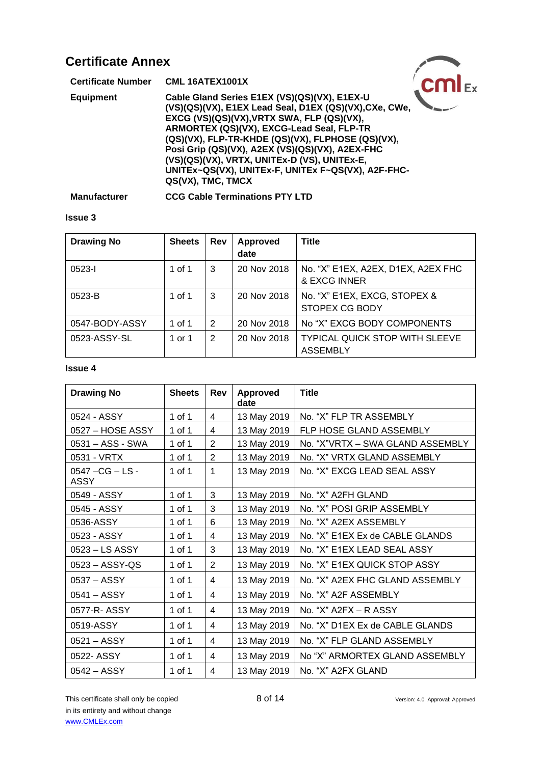## Certificate Annex

| | |
|---|---|
| **Certificate Number** | **CML 16ATEX1001X** |
| **Equipment** | **Cable Gland Series E1EX (VS)(QS)(VX), E1EX-U (VS)(QS)(VX), E1EX Lead Seal, D1EX (QS)(VX),CXe, CWe, EXCG (VS)(QS)(VX),VRTX SWA, FLP (QS)(VX), ARMORTEX (QS)(VX), EXCG-Lead Seal, FLP-TR (QS)(VX), FLP-TR-KHDE (QS)(VX), FLPHOSE (QS)(VX), Posi Grip (QS)(VX), A2EX (VS)(QS)(VX), A2EX-FHC (VS)(QS)(VX), VRTX, UNITEx-D (VS), UNITEx-E, UNITEx~QS(VX), UNITEx-F, UNITEx F~QS(VX), A2F-FHC-QS(VX), TMC, TMCX** |
| **Manufacturer** | **CCG Cable Terminations PTY LTD** |

**Issue 3**

| Drawing No | Sheets | Rev | Approved date | Title |
|---|---|---|---|---|
| 0523-I | 1 of 1 | 3 | 20 Nov 2018 | No. "X" E1EX, A2EX, D1EX, A2EX FHC & EXCG INNER |
| 0523-B | 1 of 1 | 3 | 20 Nov 2018 | No. "X" E1EX, EXCG, STOPEX & STOPEX CG BODY |
| 0547-BODY-ASSY | 1 of 1 | 2 | 20 Nov 2018 | No "X" EXCG BODY COMPONENTS |
| 0523-ASSY-SL | 1 or 1 | 2 | 20 Nov 2018 | TYPICAL QUICK STOP WITH SLEEVE ASSEMBLY |

**Issue 4**

| Drawing No | Sheets | Rev | Approved date | Title |
|---|---|---|---|---|
| 0524 - ASSY | 1 of 1 | 4 | 13 May 2019 | No. "X" FLP TR ASSEMBLY |
| 0527 – HOSE ASSY | 1 of 1 | 4 | 13 May 2019 | FLP HOSE GLAND ASSEMBLY |
| 0531 – ASS - SWA | 1 of 1 | 2 | 13 May 2019 | No. "X"VRTX – SWA GLAND ASSEMBLY |
| 0531 - VRTX | 1 of 1 | 2 | 13 May 2019 | No. "X" VRTX GLAND ASSEMBLY |
| 0547 –CG – LS - ASSY | 1 of 1 | 1 | 13 May 2019 | No. "X" EXCG LEAD SEAL ASSY |
| 0549 - ASSY | 1 of 1 | 3 | 13 May 2019 | No. "X" A2FH GLAND |
| 0545 - ASSY | 1 of 1 | 3 | 13 May 2019 | No. "X" POSI GRIP ASSEMBLY |
| 0536-ASSY | 1 of 1 | 6 | 13 May 2019 | No. "X" A2EX ASSEMBLY |
| 0523 - ASSY | 1 of 1 | 4 | 13 May 2019 | No. "X" E1EX Ex de CABLE GLANDS |
| 0523 – LS ASSY | 1 of 1 | 3 | 13 May 2019 | No. "X" E1EX LEAD SEAL ASSY |
| 0523 – ASSY-QS | 1 of 1 | 2 | 13 May 2019 | No. "X" E1EX QUICK STOP ASSY |
| 0537 – ASSY | 1 of 1 | 4 | 13 May 2019 | No. "X" A2EX FHC GLAND ASSEMBLY |
| 0541 – ASSY | 1 of 1 | 4 | 13 May 2019 | No. "X" A2F ASSEMBLY |
| 0577-R- ASSY | 1 of 1 | 4 | 13 May 2019 | No. "X" A2FX – R ASSY |
| 0519-ASSY | 1 of 1 | 4 | 13 May 2019 | No. "X" D1EX Ex de CABLE GLANDS |
| 0521 – ASSY | 1 of 1 | 4 | 13 May 2019 | No. "X" FLP GLAND ASSEMBLY |
| 0522- ASSY | 1 of 1 | 4 | 13 May 2019 | No "X" ARMORTEX GLAND ASSEMBLY |
| 0542 – ASSY | 1 of 1 | 4 | 13 May 2019 | No. "X" A2FX GLAND |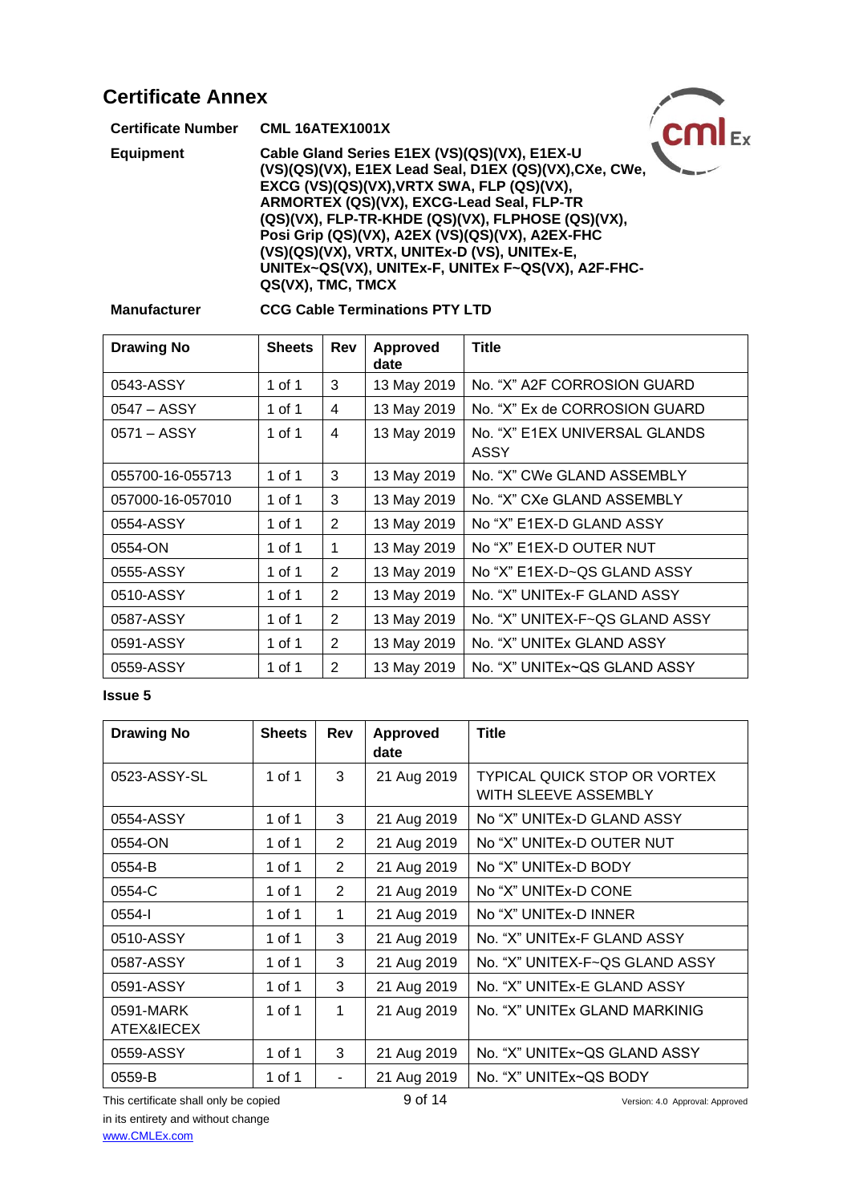## Certificate Annex

| | |
|---|---|
| **Certificate Number** | **CML 16ATEX1001X** |
| **Equipment** | **Cable Gland Series E1EX (VS)(QS)(VX), E1EX-U (VS)(QS)(VX), E1EX Lead Seal, D1EX (QS)(VX),CXe, CWe, EXCG (VS)(QS)(VX),VRTX SWA, FLP (QS)(VX), ARMORTEX (QS)(VX), EXCG-Lead Seal, FLP-TR (QS)(VX), FLP-TR-KHDE (QS)(VX), FLPHOSE (QS)(VX), Posi Grip (QS)(VX), A2EX (VS)(QS)(VX), A2EX-FHC (VS)(QS)(VX), VRTX, UNITEx-D (VS), UNITEx-E, UNITEx~QS(VX), UNITEx-F, UNITEx F~QS(VX), A2F-FHC-QS(VX), TMC, TMCX** |
| **Manufacturer** | **CCG Cable Terminations PTY LTD** |

| Drawing No | Sheets | Rev | Approved date | Title |
|---|---|---|---|---|
| 0543-ASSY | 1 of 1 | 3 | 13 May 2019 | No. “X” A2F CORROSION GUARD |
| 0547 – ASSY | 1 of 1 | 4 | 13 May 2019 | No. “X” Ex de CORROSION GUARD |
| 0571 – ASSY | 1 of 1 | 4 | 13 May 2019 | No. “X” E1EX UNIVERSAL GLANDS ASSY |
| 055700-16-055713 | 1 of 1 | 3 | 13 May 2019 | No. “X” CWe GLAND ASSEMBLY |
| 057000-16-057010 | 1 of 1 | 3 | 13 May 2019 | No. “X” CXe GLAND ASSEMBLY |
| 0554-ASSY | 1 of 1 | 2 | 13 May 2019 | No “X” E1EX-D GLAND ASSY |
| 0554-ON | 1 of 1 | 1 | 13 May 2019 | No “X” E1EX-D OUTER NUT |
| 0555-ASSY | 1 of 1 | 2 | 13 May 2019 | No “X” E1EX-D~QS GLAND ASSY |
| 0510-ASSY | 1 of 1 | 2 | 13 May 2019 | No. “X” UNITEx-F GLAND ASSY |
| 0587-ASSY | 1 of 1 | 2 | 13 May 2019 | No. “X” UNITEX-F~QS GLAND ASSY |
| 0591-ASSY | 1 of 1 | 2 | 13 May 2019 | No. “X” UNITEx GLAND ASSY |
| 0559-ASSY | 1 of 1 | 2 | 13 May 2019 | No. “X” UNITEx~QS GLAND ASSY |

**Issue 5**

| Drawing No | Sheets | Rev | Approved date | Title |
|---|---|---|---|---|
| 0523-ASSY-SL | 1 of 1 | 3 | 21 Aug 2019 | TYPICAL QUICK STOP OR VORTEX WITH SLEEVE ASSEMBLY |
| 0554-ASSY | 1 of 1 | 3 | 21 Aug 2019 | No “X” UNITEx-D GLAND ASSY |
| 0554-ON | 1 of 1 | 2 | 21 Aug 2019 | No “X” UNITEx-D OUTER NUT |
| 0554-B | 1 of 1 | 2 | 21 Aug 2019 | No “X” UNITEx-D BODY |
| 0554-C | 1 of 1 | 2 | 21 Aug 2019 | No “X” UNITEx-D CONE |
| 0554-I | 1 of 1 | 1 | 21 Aug 2019 | No “X” UNITEx-D INNER |
| 0510-ASSY | 1 of 1 | 3 | 21 Aug 2019 | No. “X” UNITEx-F GLAND ASSY |
| 0587-ASSY | 1 of 1 | 3 | 21 Aug 2019 | No. “X” UNITEX-F~QS GLAND ASSY |
| 0591-ASSY | 1 of 1 | 3 | 21 Aug 2019 | No. “X” UNITEx-E GLAND ASSY |
| 0591-MARK ATEX&IECEX | 1 of 1 | 1 | 21 Aug 2019 | No. “X” UNITEx GLAND MARKINIG |
| 0559-ASSY | 1 of 1 | 3 | 21 Aug 2019 | No. “X” UNITEx~QS GLAND ASSY |
| 0559-B | 1 of 1 | - | 21 Aug 2019 | No. “X” UNITEx~QS BODY |

This certificate shall only be copied in its entirety and without change
www.CMLEx.com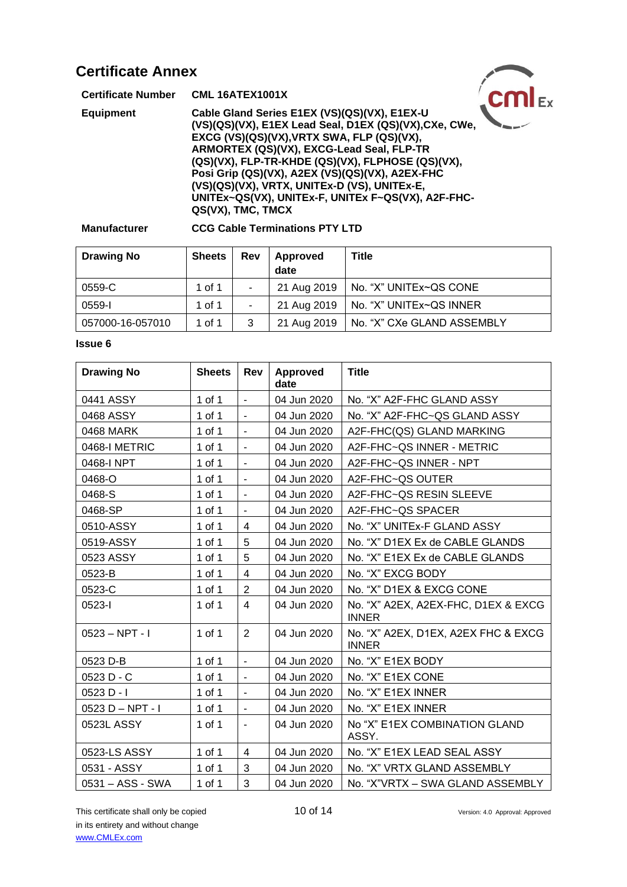## Certificate Annex

| | |
|---|---|
| **Certificate Number** | **CML 16ATEX1001X** |
| **Equipment** | **Cable Gland Series E1EX (VS)(QS)(VX), E1EX-U (VS)(QS)(VX), E1EX Lead Seal, D1EX (QS)(VX),CXe, CWe, EXCG (VS)(QS)(VX),VRTX SWA, FLP (QS)(VX), ARMORTEX (QS)(VX), EXCG-Lead Seal, FLP-TR (QS)(VX), FLP-TR-KHDE (QS)(VX), FLPHOSE (QS)(VX), Posi Grip (QS)(VX), A2EX (VS)(QS)(VX), A2EX-FHC (VS)(QS)(VX), VRTX, UNITEx-D (VS), UNITEx-E, UNITEx~QS(VX), UNITEx-F, UNITEx F~QS(VX), A2F-FHC-QS(VX), TMC, TMCX** |
| **Manufacturer** | **CCG Cable Terminations PTY LTD** |

| Drawing No | Sheets | Rev | Approved date | Title |
|---|---|---|---|---|
| 0559-C | 1 of 1 | - | 21 Aug 2019 | No. "X" UNITEx~QS CONE |
| 0559-I | 1 of 1 | - | 21 Aug 2019 | No. "X" UNITEx~QS INNER |
| 057000-16-057010 | 1 of 1 | 3 | 21 Aug 2019 | No. "X" CXe GLAND ASSEMBLY |

**Issue 6**

| Drawing No | Sheets | Rev | Approved date | Title |
|---|---|---|---|---|
| 0441 ASSY | 1 of 1 | - | 04 Jun 2020 | No. "X" A2F-FHC GLAND ASSY |
| 0468 ASSY | 1 of 1 | - | 04 Jun 2020 | No. "X" A2F-FHC~QS GLAND ASSY |
| 0468 MARK | 1 of 1 | - | 04 Jun 2020 | A2F-FHC(QS) GLAND MARKING |
| 0468-I METRIC | 1 of 1 | - | 04 Jun 2020 | A2F-FHC~QS INNER - METRIC |
| 0468-I NPT | 1 of 1 | - | 04 Jun 2020 | A2F-FHC~QS INNER - NPT |
| 0468-O | 1 of 1 | - | 04 Jun 2020 | A2F-FHC~QS OUTER |
| 0468-S | 1 of 1 | - | 04 Jun 2020 | A2F-FHC~QS RESIN SLEEVE |
| 0468-SP | 1 of 1 | - | 04 Jun 2020 | A2F-FHC~QS SPACER |
| 0510-ASSY | 1 of 1 | 4 | 04 Jun 2020 | No. "X" UNITEx-F GLAND ASSY |
| 0519-ASSY | 1 of 1 | 5 | 04 Jun 2020 | No. "X" D1EX Ex de CABLE GLANDS |
| 0523 ASSY | 1 of 1 | 5 | 04 Jun 2020 | No. "X" E1EX Ex de CABLE GLANDS |
| 0523-B | 1 of 1 | 4 | 04 Jun 2020 | No. "X" EXCG BODY |
| 0523-C | 1 of 1 | 2 | 04 Jun 2020 | No. "X" D1EX & EXCG CONE |
| 0523-I | 1 of 1 | 4 | 04 Jun 2020 | No. "X" A2EX, A2EX-FHC, D1EX & EXCG INNER |
| 0523 – NPT - I | 1 of 1 | 2 | 04 Jun 2020 | No. "X" A2EX, D1EX, A2EX FHC & EXCG INNER |
| 0523 D-B | 1 of 1 | - | 04 Jun 2020 | No. "X" E1EX BODY |
| 0523 D - C | 1 of 1 | - | 04 Jun 2020 | No. "X" E1EX CONE |
| 0523 D - I | 1 of 1 | - | 04 Jun 2020 | No. "X" E1EX INNER |
| 0523 D – NPT - I | 1 of 1 | - | 04 Jun 2020 | No. "X" E1EX INNER |
| 0523L ASSY | 1 of 1 | - | 04 Jun 2020 | No "X" E1EX COMBINATION GLAND ASSY. |
| 0523-LS ASSY | 1 of 1 | 4 | 04 Jun 2020 | No. "X" E1EX LEAD SEAL ASSY |
| 0531 - ASSY | 1 of 1 | 3 | 04 Jun 2020 | No. "X" VRTX GLAND ASSEMBLY |
| 0531 – ASS - SWA | 1 of 1 | 3 | 04 Jun 2020 | No. "X"VRTX – SWA GLAND ASSEMBLY |

This certificate shall only be copied in its entirety and without change
www.CMLEx.com

Version: 4.0 Approval: Approved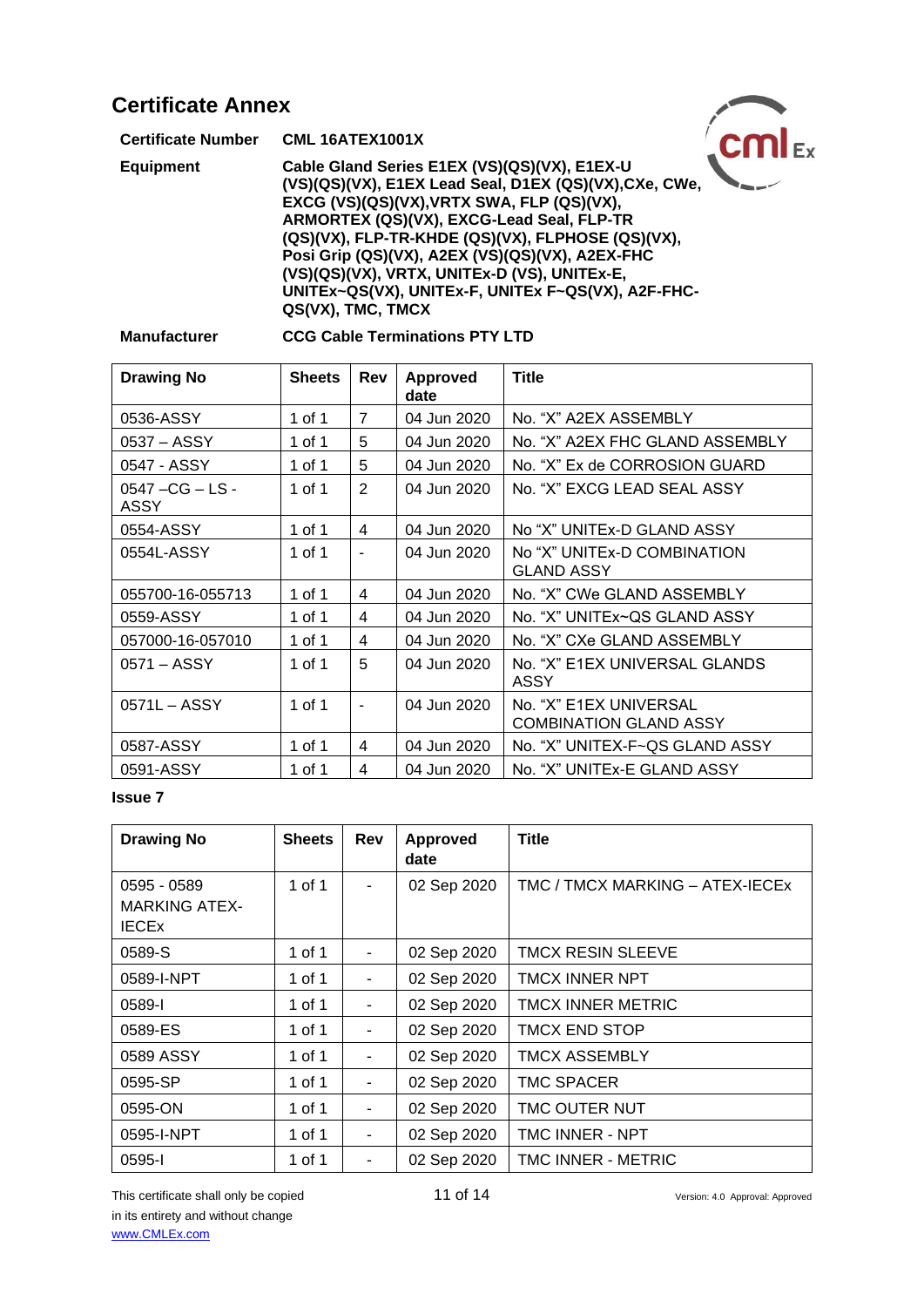# Certificate Annex

| | |
|---|---|
| **Certificate Number** | **CML 16ATEX1001X** |
| **Equipment** | **Cable Gland Series E1EX (VS)(QS)(VX), E1EX-U (VS)(QS)(VX), E1EX Lead Seal, D1EX (QS)(VX),CXe, CWe, EXCG (VS)(QS)(VX),VRTX SWA, FLP (QS)(VX), ARMORTEX (QS)(VX), EXCG-Lead Seal, FLP-TR (QS)(VX), FLP-TR-KHDE (QS)(VX), FLPHOSE (QS)(VX), Posi Grip (QS)(VX), A2EX (VS)(QS)(VX), A2EX-FHC (VS)(QS)(VX), VRTX, UNITEx-D (VS), UNITEx-E, UNITEx~QS(VX), UNITEx-F, UNITEx F~QS(VX), A2F-FHC-QS(VX), TMC, TMCX** |
| **Manufacturer** | **CCG Cable Terminations PTY LTD** |

| Drawing No | Sheets | Rev | Approved date | Title |
|---|---|---|---|---|
| 0536-ASSY | 1 of 1 | 7 | 04 Jun 2020 | No. "X" A2EX ASSEMBLY |
| 0537 – ASSY | 1 of 1 | 5 | 04 Jun 2020 | No. "X" A2EX FHC GLAND ASSEMBLY |
| 0547 - ASSY | 1 of 1 | 5 | 04 Jun 2020 | No. "X" Ex de CORROSION GUARD |
| 0547 –CG – LS - ASSY | 1 of 1 | 2 | 04 Jun 2020 | No. "X" EXCG LEAD SEAL ASSY |
| 0554-ASSY | 1 of 1 | 4 | 04 Jun 2020 | No "X" UNITEx-D GLAND ASSY |
| 0554L-ASSY | 1 of 1 | - | 04 Jun 2020 | No "X" UNITEx-D COMBINATION GLAND ASSY |
| 055700-16-055713 | 1 of 1 | 4 | 04 Jun 2020 | No. "X" CWe GLAND ASSEMBLY |
| 0559-ASSY | 1 of 1 | 4 | 04 Jun 2020 | No. "X" UNITEx~QS GLAND ASSY |
| 057000-16-057010 | 1 of 1 | 4 | 04 Jun 2020 | No. "X" CXe GLAND ASSEMBLY |
| 0571 – ASSY | 1 of 1 | 5 | 04 Jun 2020 | No. "X" E1EX UNIVERSAL GLANDS ASSY |
| 0571L – ASSY | 1 of 1 | - | 04 Jun 2020 | No. "X" E1EX UNIVERSAL COMBINATION GLAND ASSY |
| 0587-ASSY | 1 of 1 | 4 | 04 Jun 2020 | No. "X" UNITEX-F~QS GLAND ASSY |
| 0591-ASSY | 1 of 1 | 4 | 04 Jun 2020 | No. "X" UNITEx-E GLAND ASSY |

**Issue 7**

| Drawing No | Sheets | Rev | Approved date | Title |
|---|---|---|---|---|
| 0595 - 0589 MARKING ATEX-IECEx | 1 of 1 | - | 02 Sep 2020 | TMC / TMCX MARKING – ATEX-IECEx |
| 0589-S | 1 of 1 | - | 02 Sep 2020 | TMCX RESIN SLEEVE |
| 0589-I-NPT | 1 of 1 | - | 02 Sep 2020 | TMCX INNER NPT |
| 0589-I | 1 of 1 | - | 02 Sep 2020 | TMCX INNER METRIC |
| 0589-ES | 1 of 1 | - | 02 Sep 2020 | TMCX END STOP |
| 0589 ASSY | 1 of 1 | - | 02 Sep 2020 | TMCX ASSEMBLY |
| 0595-SP | 1 of 1 | - | 02 Sep 2020 | TMC SPACER |
| 0595-ON | 1 of 1 | - | 02 Sep 2020 | TMC OUTER NUT |
| 0595-I-NPT | 1 of 1 | - | 02 Sep 2020 | TMC INNER - NPT |
| 0595-I | 1 of 1 | - | 02 Sep 2020 | TMC INNER - METRIC |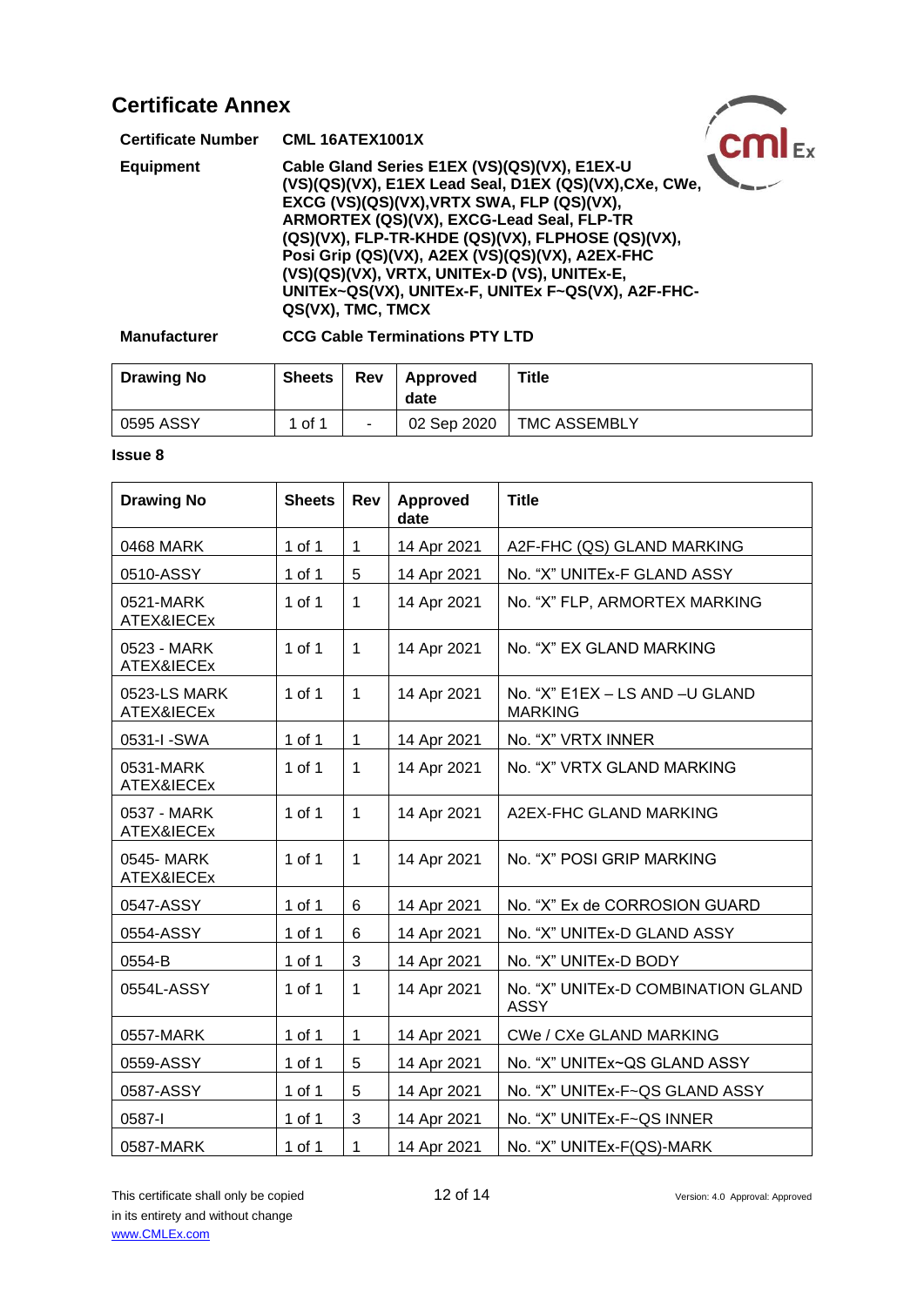# Certificate Annex

**Certificate Number** **CML 16ATEX1001X**

**Equipment** **Cable Gland Series E1EX (VS)(QS)(VX), E1EX-U (VS)(QS)(VX), E1EX Lead Seal, D1EX (QS)(VX),CXe, CWe, EXCG (VS)(QS)(VX),VRTX SWA, FLP (QS)(VX), ARMORTEX (QS)(VX), EXCG-Lead Seal, FLP-TR (QS)(VX), FLP-TR-KHDE (QS)(VX), FLPHOSE (QS)(VX), Posi Grip (QS)(VX), A2EX (VS)(QS)(VX), A2EX-FHC (VS)(QS)(VX), VRTX, UNITEx-D (VS), UNITEx-E, UNITEx~QS(VX), UNITEx-F, UNITEx F~QS(VX), A2F-FHC-QS(VX), TMC, TMCX**

**Manufacturer** **CCG Cable Terminations PTY LTD**

| Drawing No | Sheets | Rev | Approved date | Title |
|---|---|---|---|---|
| 0595 ASSY | 1 of 1 | - | 02 Sep 2020 | TMC ASSEMBLY |

**Issue 8**

| Drawing No | Sheets | Rev | Approved date | Title |
|---|---|---|---|---|
| 0468 MARK | 1 of 1 | 1 | 14 Apr 2021 | A2F-FHC (QS) GLAND MARKING |
| 0510-ASSY | 1 of 1 | 5 | 14 Apr 2021 | No. “X” UNITEx-F GLAND ASSY |
| 0521-MARK ATEX&IECEx | 1 of 1 | 1 | 14 Apr 2021 | No. “X” FLP, ARMORTEX MARKING |
| 0523 - MARK ATEX&IECEx | 1 of 1 | 1 | 14 Apr 2021 | No. “X” EX GLAND MARKING |
| 0523-LS MARK ATEX&IECEx | 1 of 1 | 1 | 14 Apr 2021 | No. “X” E1EX – LS AND –U GLAND MARKING |
| 0531-I -SWA | 1 of 1 | 1 | 14 Apr 2021 | No. “X” VRTX INNER |
| 0531-MARK ATEX&IECEx | 1 of 1 | 1 | 14 Apr 2021 | No. “X” VRTX GLAND MARKING |
| 0537 - MARK ATEX&IECEx | 1 of 1 | 1 | 14 Apr 2021 | A2EX-FHC GLAND MARKING |
| 0545- MARK ATEX&IECEx | 1 of 1 | 1 | 14 Apr 2021 | No. “X” POSI GRIP MARKING |
| 0547-ASSY | 1 of 1 | 6 | 14 Apr 2021 | No. “X” Ex de CORROSION GUARD |
| 0554-ASSY | 1 of 1 | 6 | 14 Apr 2021 | No. “X” UNITEx-D GLAND ASSY |
| 0554-B | 1 of 1 | 3 | 14 Apr 2021 | No. “X” UNITEx-D BODY |
| 0554L-ASSY | 1 of 1 | 1 | 14 Apr 2021 | No. “X” UNITEx-D COMBINATION GLAND ASSY |
| 0557-MARK | 1 of 1 | 1 | 14 Apr 2021 | CWe / CXe GLAND MARKING |
| 0559-ASSY | 1 of 1 | 5 | 14 Apr 2021 | No. “X” UNITEx~QS GLAND ASSY |
| 0587-ASSY | 1 of 1 | 5 | 14 Apr 2021 | No. “X” UNITEx-F~QS GLAND ASSY |
| 0587-I | 1 of 1 | 3 | 14 Apr 2021 | No. “X” UNITEx-F~QS INNER |
| 0587-MARK | 1 of 1 | 1 | 14 Apr 2021 | No. “X” UNITEx-F(QS)-MARK |

This certificate shall only be copied in its entirety and without change
www.CMLEx.com

Version: 4.0 Approval: Approved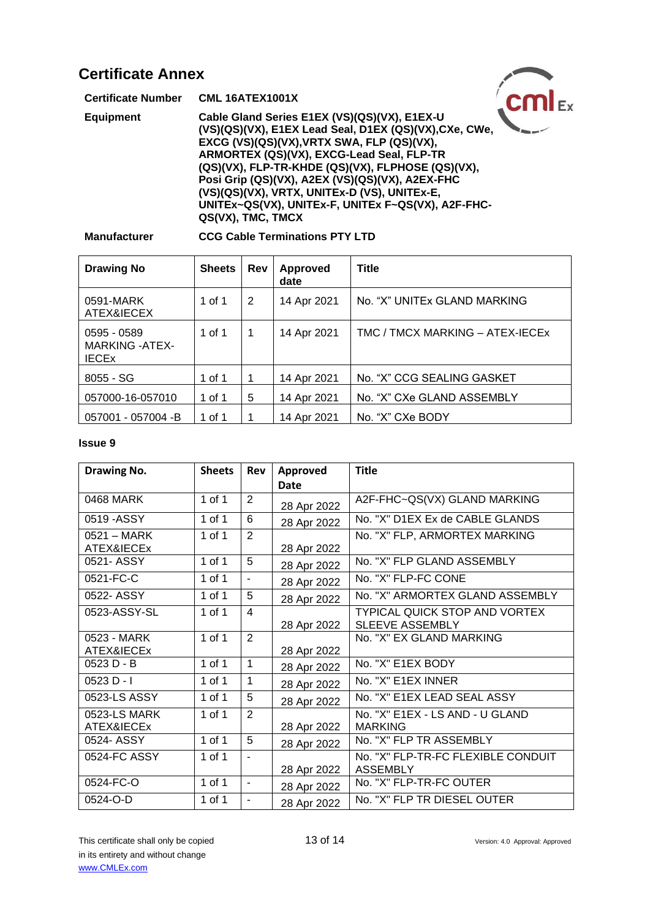## Certificate Annex

**Certificate Number** **CML 16ATEX1001X**

**Equipment** **Cable Gland Series E1EX (VS)(QS)(VX), E1EX-U (VS)(QS)(VX), E1EX Lead Seal, D1EX (QS)(VX),CXe, CWe, EXCG (VS)(QS)(VX),VRTX SWA, FLP (QS)(VX), ARMORTEX (QS)(VX), EXCG-Lead Seal, FLP-TR (QS)(VX), FLP-TR-KHDE (QS)(VX), FLPHOSE (QS)(VX), Posi Grip (QS)(VX), A2EX (VS)(QS)(VX), A2EX-FHC (VS)(QS)(VX), VRTX, UNITEx-D (VS), UNITEx-E, UNITEx~QS(VX), UNITEx-F, UNITEx F~QS(VX), A2F-FHC-QS(VX), TMC, TMCX**

**Manufacturer** **CCG Cable Terminations PTY LTD**

| Drawing No | Sheets | Rev | Approved date | Title |
|---|---|---|---|---|
| 0591-MARK ATEX&IECEX | 1 of 1 | 2 | 14 Apr 2021 | No. "X" UNITEx GLAND MARKING |
| 0595 - 0589 MARKING -ATEX-IECEx | 1 of 1 | 1 | 14 Apr 2021 | TMC / TMCX MARKING – ATEX-IECEx |
| 8055 - SG | 1 of 1 | 1 | 14 Apr 2021 | No. "X" CCG SEALING GASKET |
| 057000-16-057010 | 1 of 1 | 5 | 14 Apr 2021 | No. "X" CXe GLAND ASSEMBLY |
| 057001 - 057004 -B | 1 of 1 | 1 | 14 Apr 2021 | No. "X" CXe BODY |

**Issue 9**

| Drawing No. | Sheets | Rev | Approved Date | Title |
|---|---|---|---|---|
| 0468 MARK | 1 of 1 | 2 | 28 Apr 2022 | A2F-FHC~QS(VX) GLAND MARKING |
| 0519 -ASSY | 1 of 1 | 6 | 28 Apr 2022 | No. "X" D1EX Ex de CABLE GLANDS |
| 0521 – MARK ATEX&IECEx | 1 of 1 | 2 | 28 Apr 2022 | No. "X" FLP, ARMORTEX MARKING |
| 0521- ASSY | 1 of 1 | 5 | 28 Apr 2022 | No. "X" FLP GLAND ASSEMBLY |
| 0521-FC-C | 1 of 1 | - | 28 Apr 2022 | No. "X" FLP-FC CONE |
| 0522- ASSY | 1 of 1 | 5 | 28 Apr 2022 | No. "X" ARMORTEX GLAND ASSEMBLY |
| 0523-ASSY-SL | 1 of 1 | 4 | 28 Apr 2022 | TYPICAL QUICK STOP AND VORTEX SLEEVE ASSEMBLY |
| 0523 - MARK ATEX&IECEx | 1 of 1 | 2 | 28 Apr 2022 | No. "X" EX GLAND MARKING |
| 0523 D - B | 1 of 1 | 1 | 28 Apr 2022 | No. "X" E1EX BODY |
| 0523 D - I | 1 of 1 | 1 | 28 Apr 2022 | No. "X" E1EX INNER |
| 0523-LS ASSY | 1 of 1 | 5 | 28 Apr 2022 | No. "X" E1EX LEAD SEAL ASSY |
| 0523-LS MARK ATEX&IECEx | 1 of 1 | 2 | 28 Apr 2022 | No. "X" E1EX - LS AND - U GLAND MARKING |
| 0524- ASSY | 1 of 1 | 5 | 28 Apr 2022 | No. "X" FLP TR ASSEMBLY |
| 0524-FC ASSY | 1 of 1 | - | 28 Apr 2022 | No. "X" FLP-TR-FC FLEXIBLE CONDUIT ASSEMBLY |
| 0524-FC-O | 1 of 1 | - | 28 Apr 2022 | No. "X" FLP-TR-FC OUTER |
| 0524-O-D | 1 of 1 | - | 28 Apr 2022 | No. "X" FLP TR DIESEL OUTER |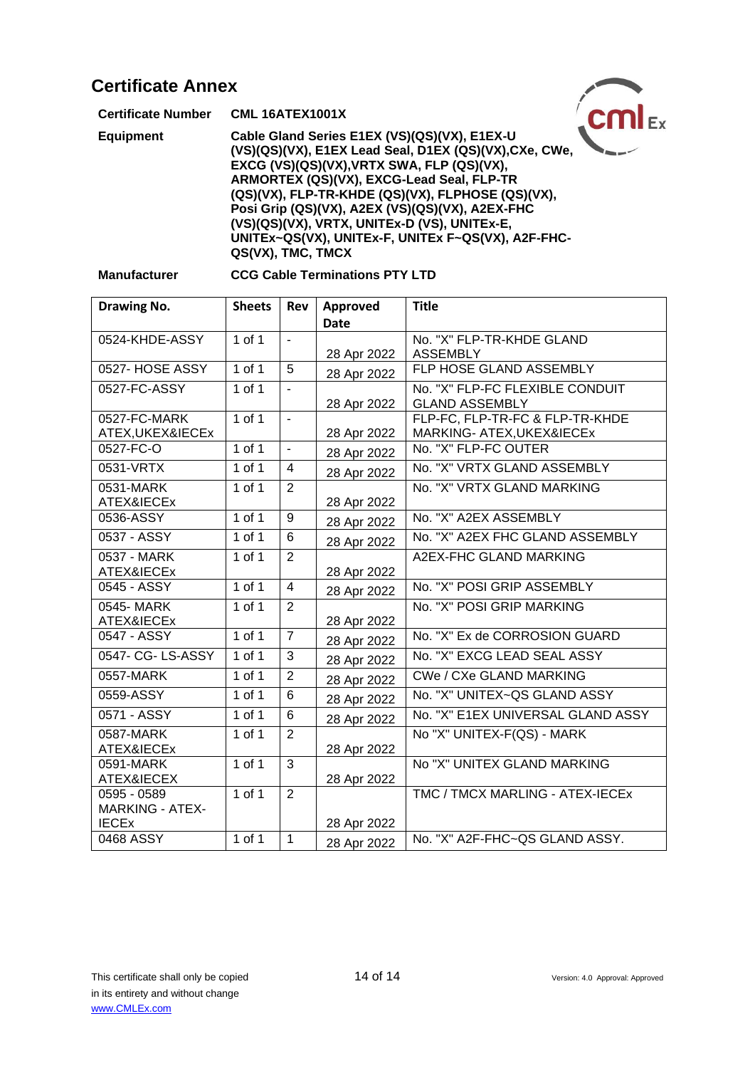## Certificate Annex

**Certificate Number** **CML 16ATEX1001X**

**Equipment** **Cable Gland Series E1EX (VS)(QS)(VX), E1EX-U (VS)(QS)(VX), E1EX Lead Seal, D1EX (QS)(VX),CXe, CWe, EXCG (VS)(QS)(VX),VRTX SWA, FLP (QS)(VX), ARMORTEX (QS)(VX), EXCG-Lead Seal, FLP-TR (QS)(VX), FLP-TR-KHDE (QS)(VX), FLPHOSE (QS)(VX), Posi Grip (QS)(VX), A2EX (VS)(QS)(VX), A2EX-FHC (VS)(QS)(VX), VRTX, UNITEx-D (VS), UNITEx-E, UNITEx~QS(VX), UNITEx-F, UNITEx F~QS(VX), A2F-FHC-QS(VX), TMC, TMCX**

**Manufacturer** **CCG Cable Terminations PTY LTD**

| Drawing No. | Sheets | Rev | Approved Date | Title |
|---|---|---|---|---|
| 0524-KHDE-ASSY | 1 of 1 | - | 28 Apr 2022 | No. "X" FLP-TR-KHDE GLAND ASSEMBLY |
| 0527- HOSE ASSY | 1 of 1 | 5 | 28 Apr 2022 | FLP HOSE GLAND ASSEMBLY |
| 0527-FC-ASSY | 1 of 1 | - | 28 Apr 2022 | No. "X" FLP-FC FLEXIBLE CONDUIT GLAND ASSEMBLY |
| 0527-FC-MARK ATEX,UKEX&IECEx | 1 of 1 | - | 28 Apr 2022 | FLP-FC, FLP-TR-FC & FLP-TR-KHDE MARKING- ATEX,UKEX&IECEx |
| 0527-FC-O | 1 of 1 | - | 28 Apr 2022 | No. "X" FLP-FC OUTER |
| 0531-VRTX | 1 of 1 | 4 | 28 Apr 2022 | No. "X" VRTX GLAND ASSEMBLY |
| 0531-MARK ATEX&IECEx | 1 of 1 | 2 | 28 Apr 2022 | No. "X" VRTX GLAND MARKING |
| 0536-ASSY | 1 of 1 | 9 | 28 Apr 2022 | No. "X" A2EX ASSEMBLY |
| 0537 - ASSY | 1 of 1 | 6 | 28 Apr 2022 | No. "X" A2EX FHC GLAND ASSEMBLY |
| 0537 - MARK ATEX&IECEx | 1 of 1 | 2 | 28 Apr 2022 | A2EX-FHC GLAND MARKING |
| 0545 - ASSY | 1 of 1 | 4 | 28 Apr 2022 | No. "X" POSI GRIP ASSEMBLY |
| 0545- MARK ATEX&IECEx | 1 of 1 | 2 | 28 Apr 2022 | No. "X" POSI GRIP MARKING |
| 0547 - ASSY | 1 of 1 | 7 | 28 Apr 2022 | No. "X" Ex de CORROSION GUARD |
| 0547- CG- LS-ASSY | 1 of 1 | 3 | 28 Apr 2022 | No. "X" EXCG LEAD SEAL ASSY |
| 0557-MARK | 1 of 1 | 2 | 28 Apr 2022 | CWe / CXe GLAND MARKING |
| 0559-ASSY | 1 of 1 | 6 | 28 Apr 2022 | No. "X" UNITEX~QS GLAND ASSY |
| 0571 - ASSY | 1 of 1 | 6 | 28 Apr 2022 | No. "X" E1EX UNIVERSAL GLAND ASSY |
| 0587-MARK ATEX&IECEx | 1 of 1 | 2 | 28 Apr 2022 | No "X" UNITEX-F(QS) - MARK |
| 0591-MARK ATEX&IECEX | 1 of 1 | 3 | 28 Apr 2022 | No "X" UNITEX GLAND MARKING |
| 0595 - 0589 MARKING - ATEX-IECEx | 1 of 1 | 2 | 28 Apr 2022 | TMC / TMCX MARLING - ATEX-IECEx |
| 0468 ASSY | 1 of 1 | 1 | 28 Apr 2022 | No. "X" A2F-FHC~QS GLAND ASSY. |

This certificate shall only be copied in its entirety and without change
www.CMLEx.com

Version: 4.0 Approval: Approved